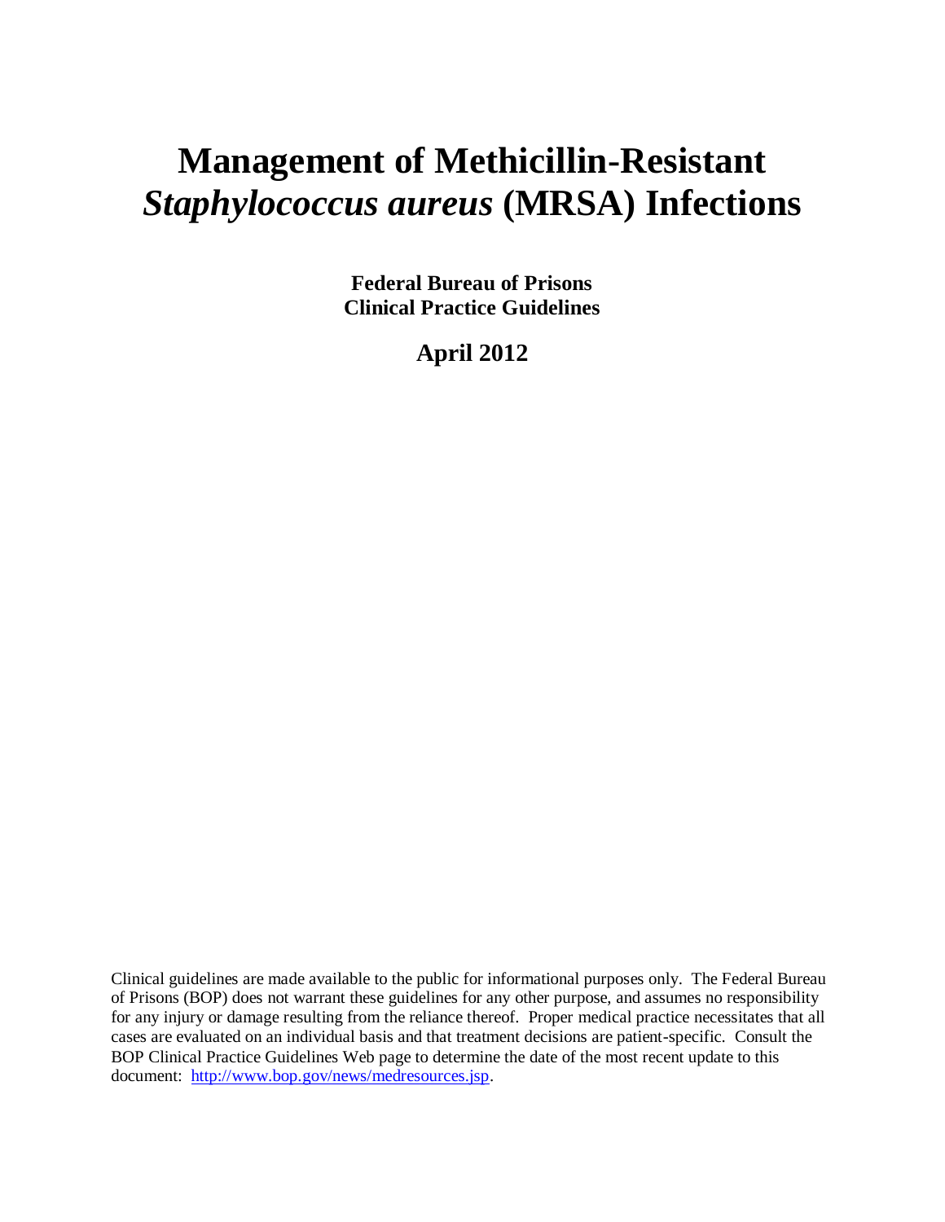# Management of Methicillin-Resistant *Staphylococcus aureus* (MRSA) Infections

**Federal Bureau of Prisons**
**Clinical Practice Guidelines**

**April 2012**

Clinical guidelines are made available to the public for informational purposes only. The Federal Bureau of Prisons (BOP) does not warrant these guidelines for any other purpose, and assumes no responsibility for any injury or damage resulting from the reliance thereof. Proper medical practice necessitates that all cases are evaluated on an individual basis and that treatment decisions are patient-specific. Consult the BOP Clinical Practice Guidelines Web page to determine the date of the most recent update to this document: http://www.bop.gov/news/medresources.jsp.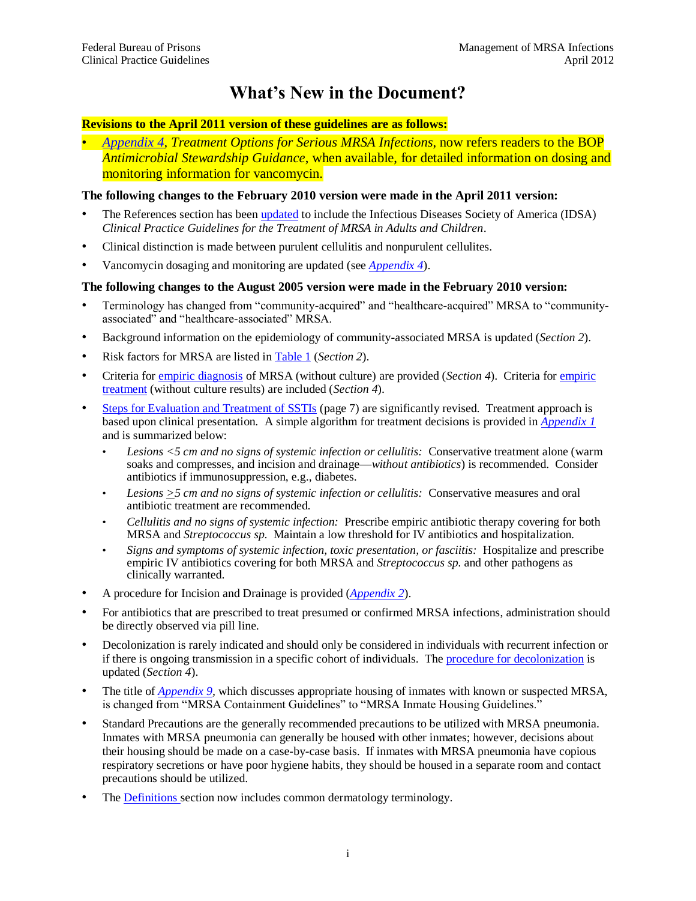# What's New in the Document?

**Revisions to the April 2011 version of these guidelines are as follows:**

- *Appendix 4*, *Treatment Options for Serious MRSA Infections*, now refers readers to the BOP *Antimicrobial Stewardship Guidance*, when available, for detailed information on dosing and monitoring information for vancomycin.

**The following changes to the February 2010 version were made in the April 2011 version:**

- The References section has been updated to include the Infectious Diseases Society of America (IDSA) *Clinical Practice Guidelines for the Treatment of MRSA in Adults and Children*.
- Clinical distinction is made between purulent cellulitis and nonpurulent cellulites.
- Vancomycin dosaging and monitoring are updated (see *Appendix 4*).

**The following changes to the August 2005 version were made in the February 2010 version:**

- Terminology has changed from "community-acquired" and "healthcare-acquired" MRSA to "community-associated" and "healthcare-associated" MRSA.
- Background information on the epidemiology of community-associated MRSA is updated (*Section 2*).
- Risk factors for MRSA are listed in Table 1 (*Section 2*).
- Criteria for empiric diagnosis of MRSA (without culture) are provided (*Section 4*). Criteria for empiric treatment (without culture results) are included (*Section 4*).
- Steps for Evaluation and Treatment of SSTIs (page 7) are significantly revised. Treatment approach is based upon clinical presentation. A simple algorithm for treatment decisions is provided in *Appendix 1* and is summarized below:
  - *Lesions <5 cm and no signs of systemic infection or cellulitis:* Conservative treatment alone (warm soaks and compresses, and incision and drainage—*without antibiotics*) is recommended. Consider antibiotics if immunosuppression, e.g., diabetes.
  - *Lesions ≥5 cm and no signs of systemic infection or cellulitis:* Conservative measures and oral antibiotic treatment are recommended.
  - *Cellulitis and no signs of systemic infection:* Prescribe empiric antibiotic therapy covering for both MRSA and *Streptococcus sp.* Maintain a low threshold for IV antibiotics and hospitalization.
  - *Signs and symptoms of systemic infection, toxic presentation, or fasciitis:* Hospitalize and prescribe empiric IV antibiotics covering for both MRSA and *Streptococcus sp.* and other pathogens as clinically warranted.
- A procedure for Incision and Drainage is provided (*Appendix 2*).
- For antibiotics that are prescribed to treat presumed or confirmed MRSA infections, administration should be directly observed via pill line.
- Decolonization is rarely indicated and should only be considered in individuals with recurrent infection or if there is ongoing transmission in a specific cohort of individuals. The procedure for decolonization is updated (*Section 4*).
- The title of *Appendix 9*, which discusses appropriate housing of inmates with known or suspected MRSA, is changed from "MRSA Containment Guidelines" to "MRSA Inmate Housing Guidelines."
- Standard Precautions are the generally recommended precautions to be utilized with MRSA pneumonia. Inmates with MRSA pneumonia can generally be housed with other inmates; however, decisions about their housing should be made on a case-by-case basis. If inmates with MRSA pneumonia have copious respiratory secretions or have poor hygiene habits, they should be housed in a separate room and contact precautions should be utilized.
- The Definitions section now includes common dermatology terminology.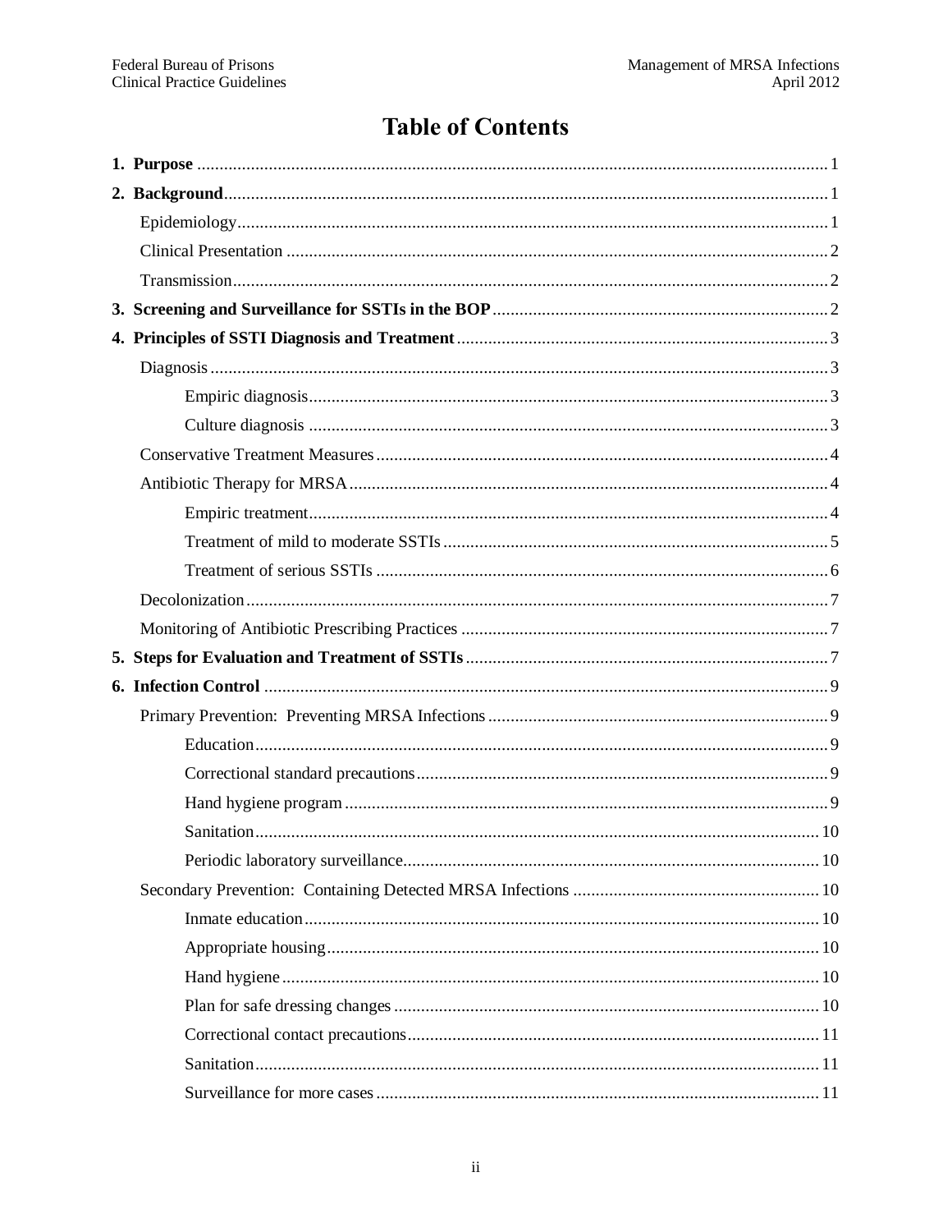# Table of Contents

**1. Purpose** ..... 1

**2. Background** ..... 1

- Epidemiology ..... 1
- Clinical Presentation ..... 2
- Transmission ..... 2

**3. Screening and Surveillance for SSTIs in the BOP** ..... 2

**4. Principles of SSTI Diagnosis and Treatment** ..... 3

- Diagnosis ..... 3
  - Empiric diagnosis ..... 3
  - Culture diagnosis ..... 3
- Conservative Treatment Measures ..... 4
- Antibiotic Therapy for MRSA ..... 4
  - Empiric treatment ..... 4
  - Treatment of mild to moderate SSTIs ..... 5
  - Treatment of serious SSTIs ..... 6
- Decolonization ..... 7
- Monitoring of Antibiotic Prescribing Practices ..... 7

**5. Steps for Evaluation and Treatment of SSTIs** ..... 7

**6. Infection Control** ..... 9

- Primary Prevention: Preventing MRSA Infections ..... 9
  - Education ..... 9
  - Correctional standard precautions ..... 9
  - Hand hygiene program ..... 9
  - Sanitation ..... 10
  - Periodic laboratory surveillance ..... 10
- Secondary Prevention: Containing Detected MRSA Infections ..... 10
  - Inmate education ..... 10
  - Appropriate housing ..... 10
  - Hand hygiene ..... 10
  - Plan for safe dressing changes ..... 10
  - Correctional contact precautions ..... 11
  - Sanitation ..... 11
  - Surveillance for more cases ..... 11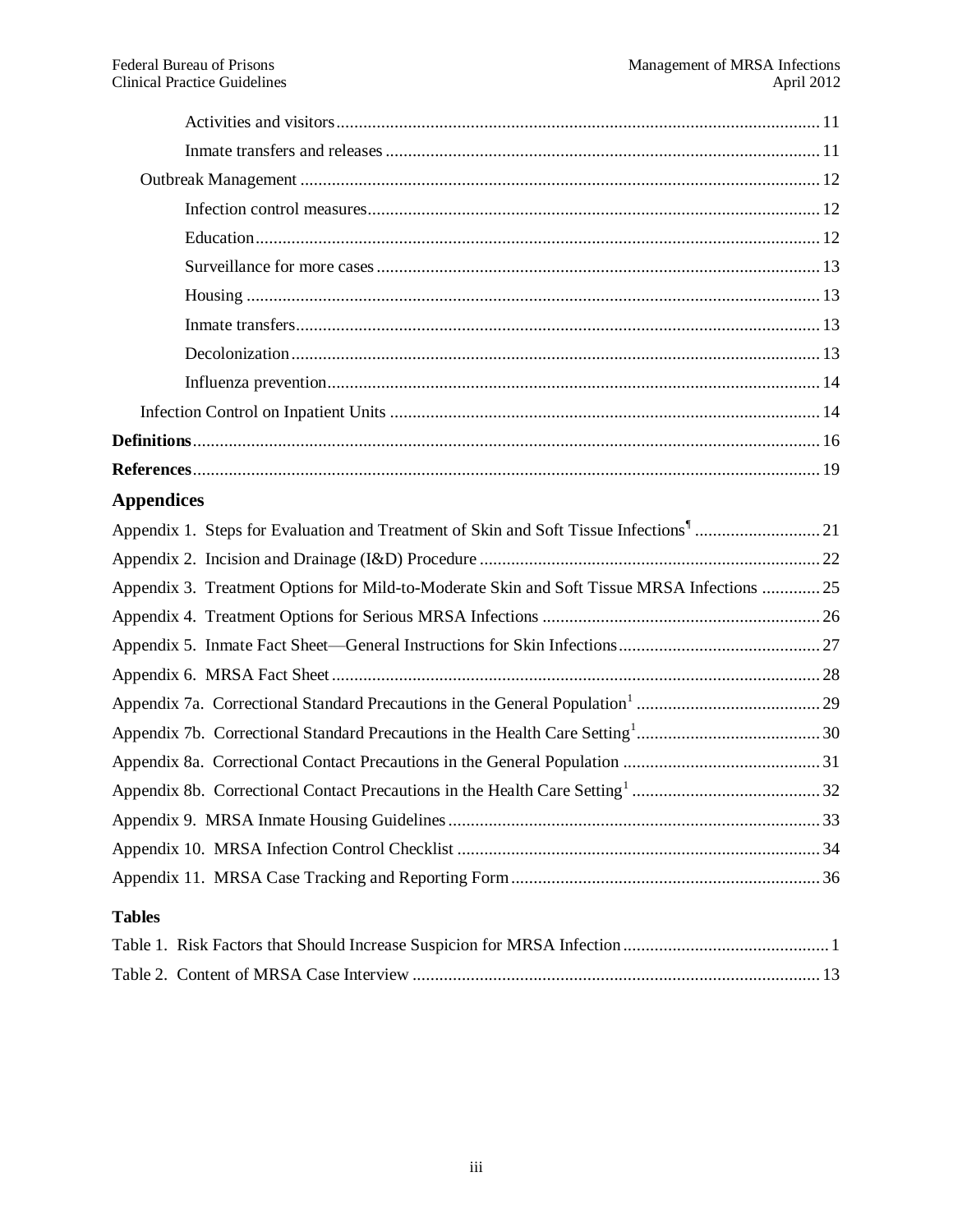Activities and visitors ........................................................................................................ 11

Inmate transfers and releases ............................................................................................ 11

Outbreak Management ............................................................................................................ 12

Infection control measures ................................................................................................ 12

Education ........................................................................................................................... 12

Surveillance for more cases ............................................................................................... 13

Housing ............................................................................................................................. 13

Inmate transfers .................................................................................................................. 13

Decolonization ................................................................................................................... 13

Influenza prevention ........................................................................................................... 14

Infection Control on Inpatient Units ........................................................................................ 14

**Definitions** ................................................................................................................................ 16

**References** ................................................................................................................................. 19

## Appendices

Appendix 1. Steps for Evaluation and Treatment of Skin and Soft Tissue Infections¶ ............................ 21

Appendix 2. Incision and Drainage (I&D) Procedure ............................................................................ 22

Appendix 3. Treatment Options for Mild-to-Moderate Skin and Soft Tissue MRSA Infections ............. 25

Appendix 4. Treatment Options for Serious MRSA Infections .............................................................. 26

Appendix 5. Inmate Fact Sheet—General Instructions for Skin Infections ............................................. 27

Appendix 6. MRSA Fact Sheet ............................................................................................................... 28

Appendix 7a. Correctional Standard Precautions in the General Population[1] ......................................... 29

Appendix 7b. Correctional Standard Precautions in the Health Care Setting[1] ......................................... 30

Appendix 8a. Correctional Contact Precautions in the General Population ............................................ 31

Appendix 8b. Correctional Contact Precautions in the Health Care Setting[1] .......................................... 32

Appendix 9. MRSA Inmate Housing Guidelines .................................................................................... 33

Appendix 10. MRSA Infection Control Checklist .................................................................................. 34

Appendix 11. MRSA Case Tracking and Reporting Form ..................................................................... 36

### Tables

Table 1. Risk Factors that Should Increase Suspicion for MRSA Infection ............................................. 1

Table 2. Content of MRSA Case Interview .............................................................................................. 13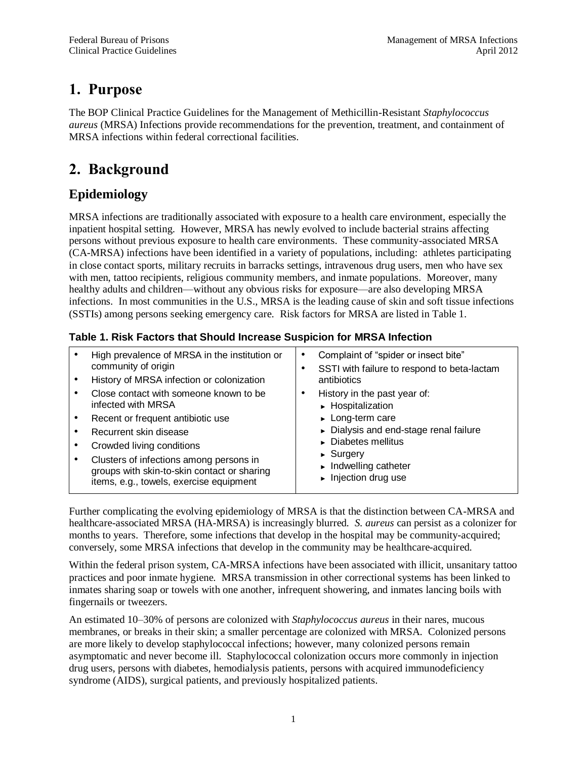# 1. Purpose

The BOP Clinical Practice Guidelines for the Management of Methicillin-Resistant *Staphylococcus aureus* (MRSA) Infections provide recommendations for the prevention, treatment, and containment of MRSA infections within federal correctional facilities.

# 2. Background

## Epidemiology

MRSA infections are traditionally associated with exposure to a health care environment, especially the inpatient hospital setting. However, MRSA has newly evolved to include bacterial strains affecting persons without previous exposure to health care environments. These community-associated MRSA (CA-MRSA) infections have been identified in a variety of populations, including: athletes participating in close contact sports, military recruits in barracks settings, intravenous drug users, men who have sex with men, tattoo recipients, religious community members, and inmate populations. Moreover, many healthy adults and children—without any obvious risks for exposure—are also developing MRSA infections. In most communities in the U.S., MRSA is the leading cause of skin and soft tissue infections (SSTIs) among persons seeking emergency care. Risk factors for MRSA are listed in Table 1.

**Table 1. Risk Factors that Should Increase Suspicion for MRSA Infection**

| | |
|---|---|
| • High prevalence of MRSA in the institution or community of origin<br>• History of MRSA infection or colonization<br>• Close contact with someone known to be infected with MRSA<br>• Recent or frequent antibiotic use<br>• Recurrent skin disease<br>• Crowded living conditions<br>• Clusters of infections among persons in groups with skin-to-skin contact or sharing items, e.g., towels, exercise equipment | • Complaint of "spider or insect bite"<br>• SSTI with failure to respond to beta-lactam antibiotics<br>• History in the past year of:<br>► Hospitalization<br>► Long-term care<br>► Dialysis and end-stage renal failure<br>► Diabetes mellitus<br>► Surgery<br>► Indwelling catheter<br>► Injection drug use |

Further complicating the evolving epidemiology of MRSA is that the distinction between CA-MRSA and healthcare-associated MRSA (HA-MRSA) is increasingly blurred. *S. aureus* can persist as a colonizer for months to years. Therefore, some infections that develop in the hospital may be community-acquired; conversely, some MRSA infections that develop in the community may be healthcare-acquired.

Within the federal prison system, CA-MRSA infections have been associated with illicit, unsanitary tattoo practices and poor inmate hygiene. MRSA transmission in other correctional systems has been linked to inmates sharing soap or towels with one another, infrequent showering, and inmates lancing boils with fingernails or tweezers.

An estimated 10–30% of persons are colonized with *Staphylococcus aureus* in their nares, mucous membranes, or breaks in their skin; a smaller percentage are colonized with MRSA. Colonized persons are more likely to develop staphylococcal infections; however, many colonized persons remain asymptomatic and never become ill. Staphylococcal colonization occurs more commonly in injection drug users, persons with diabetes, hemodialysis patients, persons with acquired immunodeficiency syndrome (AIDS), surgical patients, and previously hospitalized patients.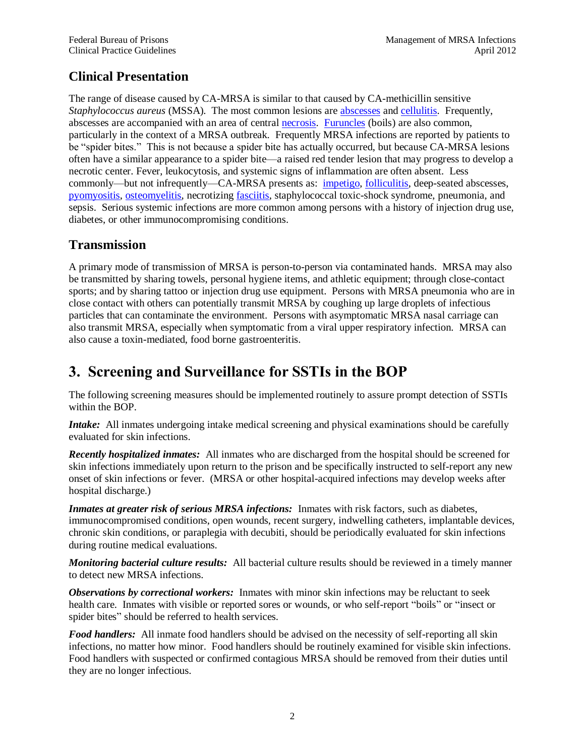## Clinical Presentation

The range of disease caused by CA-MRSA is similar to that caused by CA-methicillin sensitive *Staphylococcus aureus* (MSSA). The most common lesions are abscesses and cellulitis. Frequently, abscesses are accompanied with an area of central necrosis. Furuncles (boils) are also common, particularly in the context of a MRSA outbreak. Frequently MRSA infections are reported by patients to be "spider bites." This is not because a spider bite has actually occurred, but because CA-MRSA lesions often have a similar appearance to a spider bite—a raised red tender lesion that may progress to develop a necrotic center. Fever, leukocytosis, and systemic signs of inflammation are often absent. Less commonly—but not infrequently—CA-MRSA presents as: impetigo, folliculitis, deep-seated abscesses, pyomyositis, osteomyelitis, necrotizing fasciitis, staphylococcal toxic-shock syndrome, pneumonia, and sepsis. Serious systemic infections are more common among persons with a history of injection drug use, diabetes, or other immunocompromising conditions.

## Transmission

A primary mode of transmission of MRSA is person-to-person via contaminated hands. MRSA may also be transmitted by sharing towels, personal hygiene items, and athletic equipment; through close-contact sports; and by sharing tattoo or injection drug use equipment. Persons with MRSA pneumonia who are in close contact with others can potentially transmit MRSA by coughing up large droplets of infectious particles that can contaminate the environment. Persons with asymptomatic MRSA nasal carriage can also transmit MRSA, especially when symptomatic from a viral upper respiratory infection. MRSA can also cause a toxin-mediated, food borne gastroenteritis.

# 3. Screening and Surveillance for SSTIs in the BOP

The following screening measures should be implemented routinely to assure prompt detection of SSTIs within the BOP.

***Intake:*** All inmates undergoing intake medical screening and physical examinations should be carefully evaluated for skin infections.

***Recently hospitalized inmates:*** All inmates who are discharged from the hospital should be screened for skin infections immediately upon return to the prison and be specifically instructed to self-report any new onset of skin infections or fever. (MRSA or other hospital-acquired infections may develop weeks after hospital discharge.)

***Inmates at greater risk of serious MRSA infections:*** Inmates with risk factors, such as diabetes, immunocompromised conditions, open wounds, recent surgery, indwelling catheters, implantable devices, chronic skin conditions, or paraplegia with decubiti, should be periodically evaluated for skin infections during routine medical evaluations.

***Monitoring bacterial culture results:*** All bacterial culture results should be reviewed in a timely manner to detect new MRSA infections.

***Observations by correctional workers:*** Inmates with minor skin infections may be reluctant to seek health care. Inmates with visible or reported sores or wounds, or who self-report "boils" or "insect or spider bites" should be referred to health services.

***Food handlers:*** All inmate food handlers should be advised on the necessity of self-reporting all skin infections, no matter how minor. Food handlers should be routinely examined for visible skin infections. Food handlers with suspected or confirmed contagious MRSA should be removed from their duties until they are no longer infectious.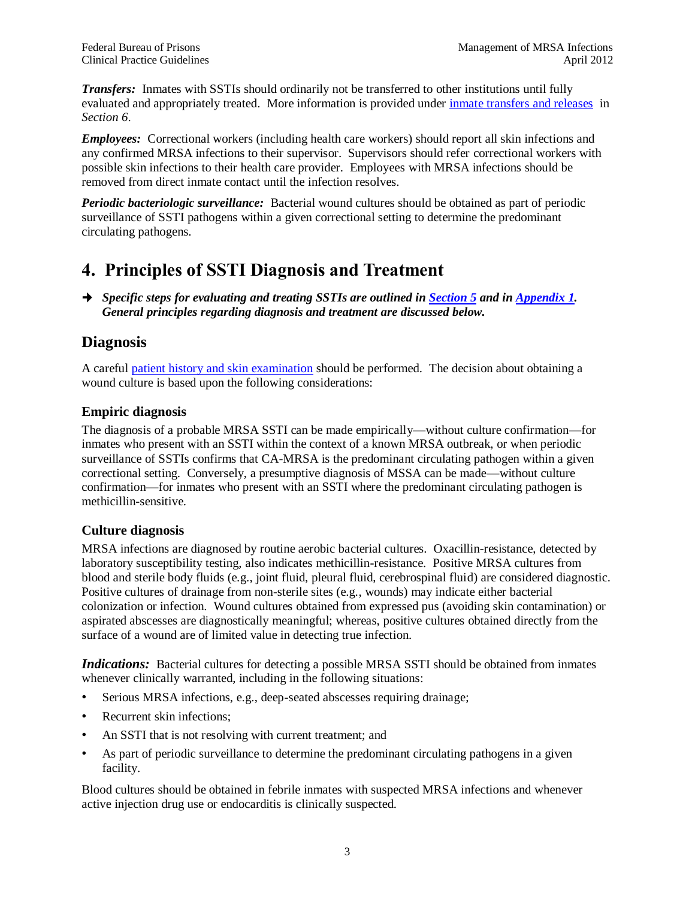***Transfers:*** Inmates with SSTIs should ordinarily not be transferred to other institutions until fully evaluated and appropriately treated. More information is provided under inmate transfers and releases in *Section 6*.

***Employees:*** Correctional workers (including health care workers) should report all skin infections and any confirmed MRSA infections to their supervisor. Supervisors should refer correctional workers with possible skin infections to their health care provider. Employees with MRSA infections should be removed from direct inmate contact until the infection resolves.

***Periodic bacteriologic surveillance:*** Bacterial wound cultures should be obtained as part of periodic surveillance of SSTI pathogens within a given correctional setting to determine the predominant circulating pathogens.

# 4. Principles of SSTI Diagnosis and Treatment

➜ ***Specific steps for evaluating and treating SSTIs are outlined in Section 5 and in Appendix 1. General principles regarding diagnosis and treatment are discussed below.***

## Diagnosis

A careful patient history and skin examination should be performed. The decision about obtaining a wound culture is based upon the following considerations:

### Empiric diagnosis

The diagnosis of a probable MRSA SSTI can be made empirically—without culture confirmation—for inmates who present with an SSTI within the context of a known MRSA outbreak, or when periodic surveillance of SSTIs confirms that CA-MRSA is the predominant circulating pathogen within a given correctional setting. Conversely, a presumptive diagnosis of MSSA can be made—without culture confirmation—for inmates who present with an SSTI where the predominant circulating pathogen is methicillin-sensitive.

### Culture diagnosis

MRSA infections are diagnosed by routine aerobic bacterial cultures. Oxacillin-resistance, detected by laboratory susceptibility testing, also indicates methicillin-resistance. Positive MRSA cultures from blood and sterile body fluids (e.g., joint fluid, pleural fluid, cerebrospinal fluid) are considered diagnostic. Positive cultures of drainage from non-sterile sites (e.g., wounds) may indicate either bacterial colonization or infection. Wound cultures obtained from expressed pus (avoiding skin contamination) or aspirated abscesses are diagnostically meaningful; whereas, positive cultures obtained directly from the surface of a wound are of limited value in detecting true infection.

***Indications:*** Bacterial cultures for detecting a possible MRSA SSTI should be obtained from inmates whenever clinically warranted, including in the following situations:

- Serious MRSA infections, e.g., deep-seated abscesses requiring drainage;
- Recurrent skin infections;
- An SSTI that is not resolving with current treatment; and
- As part of periodic surveillance to determine the predominant circulating pathogens in a given facility.

Blood cultures should be obtained in febrile inmates with suspected MRSA infections and whenever active injection drug use or endocarditis is clinically suspected.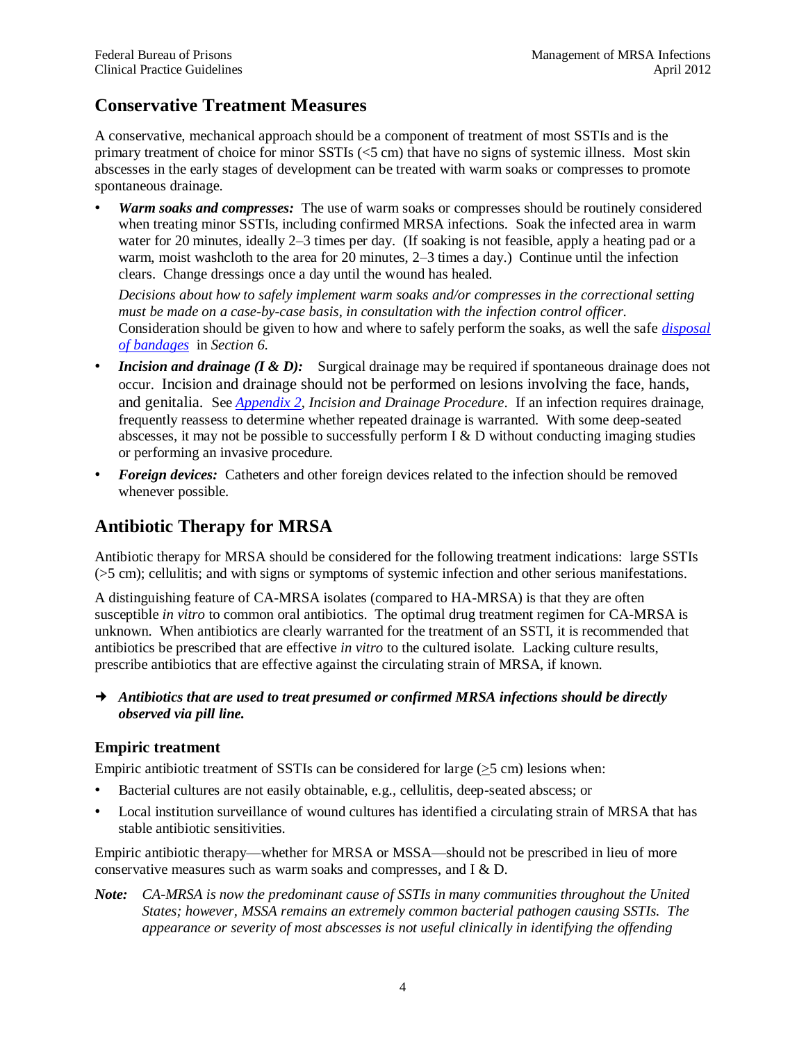## Conservative Treatment Measures

A conservative, mechanical approach should be a component of treatment of most SSTIs and is the primary treatment of choice for minor SSTIs (<5 cm) that have no signs of systemic illness. Most skin abscesses in the early stages of development can be treated with warm soaks or compresses to promote spontaneous drainage.

- ***Warm soaks and compresses:*** The use of warm soaks or compresses should be routinely considered when treating minor SSTIs, including confirmed MRSA infections. Soak the infected area in warm water for 20 minutes, ideally 2–3 times per day. (If soaking is not feasible, apply a heating pad or a warm, moist washcloth to the area for 20 minutes, 2–3 times a day.) Continue until the infection clears. Change dressings once a day until the wound has healed.

  *Decisions about how to safely implement warm soaks and/or compresses in the correctional setting must be made on a case-by-case basis, in consultation with the infection control officer.* Consideration should be given to how and where to safely perform the soaks, as well the safe *disposal of bandages* in *Section 6.*
- ***Incision and drainage (I & D):*** Surgical drainage may be required if spontaneous drainage does not occur. Incision and drainage should not be performed on lesions involving the face, hands, and genitalia. See *Appendix 2*, *Incision and Drainage Procedure*. If an infection requires drainage, frequently reassess to determine whether repeated drainage is warranted. With some deep-seated abscesses, it may not be possible to successfully perform I & D without conducting imaging studies or performing an invasive procedure.
- ***Foreign devices:*** Catheters and other foreign devices related to the infection should be removed whenever possible.

## Antibiotic Therapy for MRSA

Antibiotic therapy for MRSA should be considered for the following treatment indications: large SSTIs (>5 cm); cellulitis; and with signs or symptoms of systemic infection and other serious manifestations.

A distinguishing feature of CA-MRSA isolates (compared to HA-MRSA) is that they are often susceptible *in vitro* to common oral antibiotics. The optimal drug treatment regimen for CA-MRSA is unknown. When antibiotics are clearly warranted for the treatment of an SSTI, it is recommended that antibiotics be prescribed that are effective *in vitro* to the cultured isolate. Lacking culture results, prescribe antibiotics that are effective against the circulating strain of MRSA, if known.

→ ***Antibiotics that are used to treat presumed or confirmed MRSA infections should be directly observed via pill line.***

### Empiric treatment

Empiric antibiotic treatment of SSTIs can be considered for large (≥5 cm) lesions when:

- Bacterial cultures are not easily obtainable, e.g., cellulitis, deep-seated abscess; or
- Local institution surveillance of wound cultures has identified a circulating strain of MRSA that has stable antibiotic sensitivities.

Empiric antibiotic therapy—whether for MRSA or MSSA—should not be prescribed in lieu of more conservative measures such as warm soaks and compresses, and I & D.

***Note:*** *CA-MRSA is now the predominant cause of SSTIs in many communities throughout the United States; however, MSSA remains an extremely common bacterial pathogen causing SSTIs. The appearance or severity of most abscesses is not useful clinically in identifying the offending*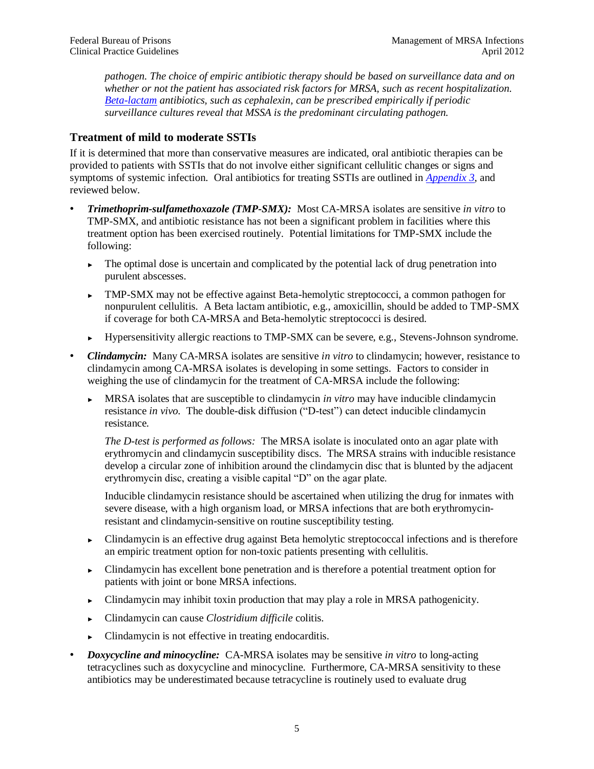*pathogen. The choice of empiric antibiotic therapy should be based on surveillance data and on whether or not the patient has associated risk factors for MRSA, such as recent hospitalization. Beta-lactam antibiotics, such as cephalexin, can be prescribed empirically if periodic surveillance cultures reveal that MSSA is the predominant circulating pathogen.*

### Treatment of mild to moderate SSTIs

If it is determined that more than conservative measures are indicated, oral antibiotic therapies can be provided to patients with SSTIs that do not involve either significant cellulitic changes or signs and symptoms of systemic infection. Oral antibiotics for treating SSTIs are outlined in Appendix 3, and reviewed below.

- ***Trimethoprim-sulfamethoxazole (TMP-SMX):*** Most CA-MRSA isolates are sensitive *in vitro* to TMP-SMX, and antibiotic resistance has not been a significant problem in facilities where this treatment option has been exercised routinely. Potential limitations for TMP-SMX include the following:
  - The optimal dose is uncertain and complicated by the potential lack of drug penetration into purulent abscesses.
  - TMP-SMX may not be effective against Beta-hemolytic streptococci, a common pathogen for nonpurulent cellulitis. A Beta lactam antibiotic, e.g., amoxicillin, should be added to TMP-SMX if coverage for both CA-MRSA and Beta-hemolytic streptococci is desired.
  - Hypersensitivity allergic reactions to TMP-SMX can be severe, e.g., Stevens-Johnson syndrome.
- ***Clindamycin:*** Many CA-MRSA isolates are sensitive *in vitro* to clindamycin; however, resistance to clindamycin among CA-MRSA isolates is developing in some settings. Factors to consider in weighing the use of clindamycin for the treatment of CA-MRSA include the following:
  - MRSA isolates that are susceptible to clindamycin *in vitro* may have inducible clindamycin resistance *in vivo.* The double-disk diffusion ("D-test") can detect inducible clindamycin resistance.

    *The D-test is performed as follows:* The MRSA isolate is inoculated onto an agar plate with erythromycin and clindamycin susceptibility discs. The MRSA strains with inducible resistance develop a circular zone of inhibition around the clindamycin disc that is blunted by the adjacent erythromycin disc, creating a visible capital "D" on the agar plate.

    Inducible clindamycin resistance should be ascertained when utilizing the drug for inmates with severe disease, with a high organism load, or MRSA infections that are both erythromycin-resistant and clindamycin-sensitive on routine susceptibility testing.
  - Clindamycin is an effective drug against Beta hemolytic streptococcal infections and is therefore an empiric treatment option for non-toxic patients presenting with cellulitis.
  - Clindamycin has excellent bone penetration and is therefore a potential treatment option for patients with joint or bone MRSA infections.
  - Clindamycin may inhibit toxin production that may play a role in MRSA pathogenicity.
  - Clindamycin can cause *Clostridium difficile* colitis.
  - Clindamycin is not effective in treating endocarditis.
- ***Doxycycline and minocycline:*** CA-MRSA isolates may be sensitive *in vitro* to long-acting tetracyclines such as doxycycline and minocycline. Furthermore, CA-MRSA sensitivity to these antibiotics may be underestimated because tetracycline is routinely used to evaluate drug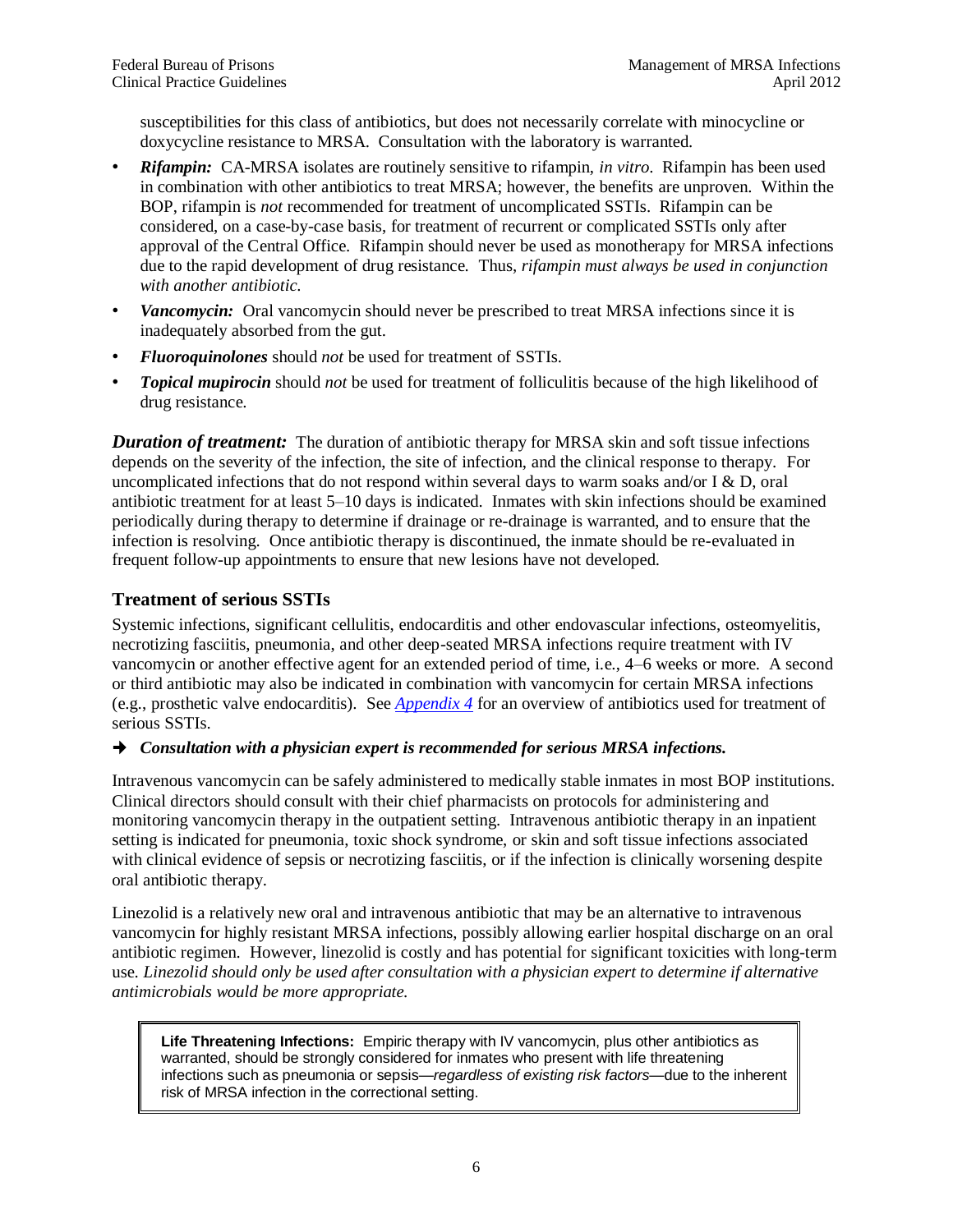susceptibilities for this class of antibiotics, but does not necessarily correlate with minocycline or doxycycline resistance to MRSA. Consultation with the laboratory is warranted.

- ***Rifampin:*** CA-MRSA isolates are routinely sensitive to rifampin, *in vitro*. Rifampin has been used in combination with other antibiotics to treat MRSA; however, the benefits are unproven. Within the BOP, rifampin is *not* recommended for treatment of uncomplicated SSTIs. Rifampin can be considered, on a case-by-case basis, for treatment of recurrent or complicated SSTIs only after approval of the Central Office. Rifampin should never be used as monotherapy for MRSA infections due to the rapid development of drug resistance. Thus, *rifampin must always be used in conjunction with another antibiotic.*
- ***Vancomycin:*** Oral vancomycin should never be prescribed to treat MRSA infections since it is inadequately absorbed from the gut.
- ***Fluoroquinolones*** should *not* be used for treatment of SSTIs.
- ***Topical mupirocin*** should *not* be used for treatment of folliculitis because of the high likelihood of drug resistance.

***Duration of treatment:*** The duration of antibiotic therapy for MRSA skin and soft tissue infections depends on the severity of the infection, the site of infection, and the clinical response to therapy. For uncomplicated infections that do not respond within several days to warm soaks and/or I & D, oral antibiotic treatment for at least 5–10 days is indicated. Inmates with skin infections should be examined periodically during therapy to determine if drainage or re-drainage is warranted, and to ensure that the infection is resolving. Once antibiotic therapy is discontinued, the inmate should be re-evaluated in frequent follow-up appointments to ensure that new lesions have not developed.

## Treatment of serious SSTIs

Systemic infections, significant cellulitis, endocarditis and other endovascular infections, osteomyelitis, necrotizing fasciitis, pneumonia, and other deep-seated MRSA infections require treatment with IV vancomycin or another effective agent for an extended period of time, i.e., 4–6 weeks or more. A second or third antibiotic may also be indicated in combination with vancomycin for certain MRSA infections (e.g., prosthetic valve endocarditis). See *Appendix 4* for an overview of antibiotics used for treatment of serious SSTIs.

→ ***Consultation with a physician expert is recommended for serious MRSA infections.***

Intravenous vancomycin can be safely administered to medically stable inmates in most BOP institutions. Clinical directors should consult with their chief pharmacists on protocols for administering and monitoring vancomycin therapy in the outpatient setting. Intravenous antibiotic therapy in an inpatient setting is indicated for pneumonia, toxic shock syndrome, or skin and soft tissue infections associated with clinical evidence of sepsis or necrotizing fasciitis, or if the infection is clinically worsening despite oral antibiotic therapy.

Linezolid is a relatively new oral and intravenous antibiotic that may be an alternative to intravenous vancomycin for highly resistant MRSA infections, possibly allowing earlier hospital discharge on an oral antibiotic regimen. However, linezolid is costly and has potential for significant toxicities with long-term use. *Linezolid should only be used after consultation with a physician expert to determine if alternative antimicrobials would be more appropriate.*

> **Life Threatening Infections:** Empiric therapy with IV vancomycin, plus other antibiotics as warranted, should be strongly considered for inmates who present with life threatening infections such as pneumonia or sepsis—*regardless of existing risk factors*—due to the inherent risk of MRSA infection in the correctional setting.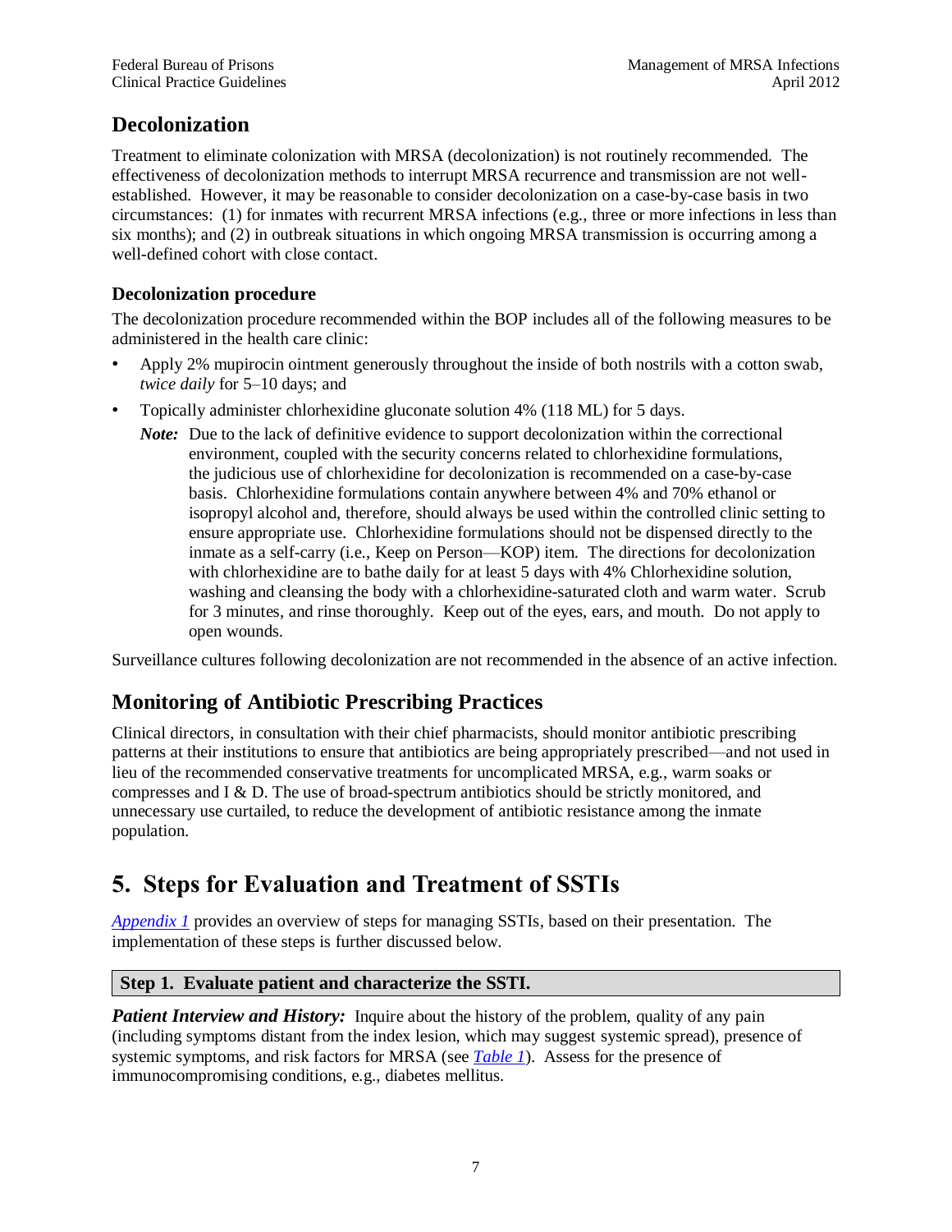## Decolonization

Treatment to eliminate colonization with MRSA (decolonization) is not routinely recommended. The effectiveness of decolonization methods to interrupt MRSA recurrence and transmission are not well-established. However, it may be reasonable to consider decolonization on a case-by-case basis in two circumstances: (1) for inmates with recurrent MRSA infections (e.g., three or more infections in less than six months); and (2) in outbreak situations in which ongoing MRSA transmission is occurring among a well-defined cohort with close contact.

### Decolonization procedure

The decolonization procedure recommended within the BOP includes all of the following measures to be administered in the health care clinic:

- Apply 2% mupirocin ointment generously throughout the inside of both nostrils with a cotton swab, *twice daily* for 5–10 days; and
- Topically administer chlorhexidine gluconate solution 4% (118 ML) for 5 days.

  ***Note:*** Due to the lack of definitive evidence to support decolonization within the correctional environment, coupled with the security concerns related to chlorhexidine formulations, the judicious use of chlorhexidine for decolonization is recommended on a case-by-case basis. Chlorhexidine formulations contain anywhere between 4% and 70% ethanol or isopropyl alcohol and, therefore, should always be used within the controlled clinic setting to ensure appropriate use. Chlorhexidine formulations should not be dispensed directly to the inmate as a self-carry (i.e., Keep on Person—KOP) item. The directions for decolonization with chlorhexidine are to bathe daily for at least 5 days with 4% Chlorhexidine solution, washing and cleansing the body with a chlorhexidine-saturated cloth and warm water. Scrub for 3 minutes, and rinse thoroughly. Keep out of the eyes, ears, and mouth. Do not apply to open wounds.

Surveillance cultures following decolonization are not recommended in the absence of an active infection.

## Monitoring of Antibiotic Prescribing Practices

Clinical directors, in consultation with their chief pharmacists, should monitor antibiotic prescribing patterns at their institutions to ensure that antibiotics are being appropriately prescribed—and not used in lieu of the recommended conservative treatments for uncomplicated MRSA, e.g., warm soaks or compresses and I & D. The use of broad-spectrum antibiotics should be strictly monitored, and unnecessary use curtailed, to reduce the development of antibiotic resistance among the inmate population.

# 5. Steps for Evaluation and Treatment of SSTIs

*Appendix 1* provides an overview of steps for managing SSTIs, based on their presentation. The implementation of these steps is further discussed below.

### Step 1. Evaluate patient and characterize the SSTI.

***Patient Interview and History:*** Inquire about the history of the problem, quality of any pain (including symptoms distant from the index lesion, which may suggest systemic spread), presence of systemic symptoms, and risk factors for MRSA (see *Table 1*). Assess for the presence of immunocompromising conditions, e.g., diabetes mellitus.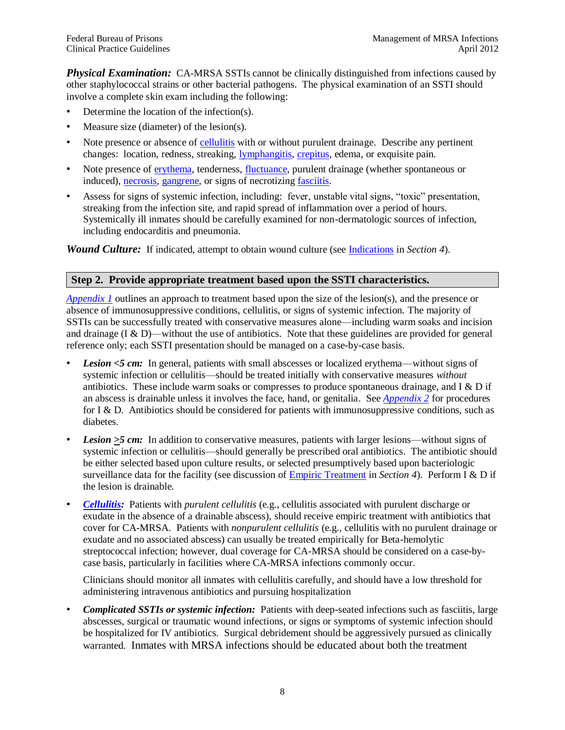***Physical Examination:*** CA-MRSA SSTIs cannot be clinically distinguished from infections caused by other staphylococcal strains or other bacterial pathogens. The physical examination of an SSTI should involve a complete skin exam including the following:

- Determine the location of the infection(s).
- Measure size (diameter) of the lesion(s).
- Note presence or absence of cellulitis with or without purulent drainage. Describe any pertinent changes: location, redness, streaking, lymphangitis, crepitus, edema, or exquisite pain.
- Note presence of erythema, tenderness, fluctuance, purulent drainage (whether spontaneous or induced), necrosis, gangrene, or signs of necrotizing fasciitis.
- Assess for signs of systemic infection, including: fever, unstable vital signs, "toxic" presentation, streaking from the infection site, and rapid spread of inflammation over a period of hours. Systemically ill inmates should be carefully examined for non-dermatologic sources of infection, including endocarditis and pneumonia.

***Wound Culture:*** If indicated, attempt to obtain wound culture (see Indications in *Section 4*).

## Step 2. Provide appropriate treatment based upon the SSTI characteristics.

*Appendix 1* outlines an approach to treatment based upon the size of the lesion(s), and the presence or absence of immunosuppressive conditions, cellulitis, or signs of systemic infection. The majority of SSTIs can be successfully treated with conservative measures alone—including warm soaks and incision and drainage (I & D)—without the use of antibiotics. Note that these guidelines are provided for general reference only; each SSTI presentation should be managed on a case-by-case basis.

- ***Lesion <5 cm:*** In general, patients with small abscesses or localized erythema—without signs of systemic infection or cellulitis—should be treated initially with conservative measures *without* antibiotics. These include warm soaks or compresses to produce spontaneous drainage, and I & D if an abscess is drainable unless it involves the face, hand, or genitalia. See *Appendix 2* for procedures for I & D. Antibiotics should be considered for patients with immunosuppressive conditions, such as diabetes.
- ***Lesion ≥5 cm:*** In addition to conservative measures, patients with larger lesions—without signs of systemic infection or cellulitis—should generally be prescribed oral antibiotics. The antibiotic should be either selected based upon culture results, or selected presumptively based upon bacteriologic surveillance data for the facility (see discussion of Empiric Treatment in *Section 4*). Perform I & D if the lesion is drainable.
- ***Cellulitis:*** Patients with *purulent cellulitis* (e.g., cellulitis associated with purulent discharge or exudate in the absence of a drainable abscess), should receive empiric treatment with antibiotics that cover for CA-MRSA. Patients with *nonpurulent cellulitis* (e.g., cellulitis with no purulent drainage or exudate and no associated abscess) can usually be treated empirically for Beta-hemolytic streptococcal infection; however, dual coverage for CA-MRSA should be considered on a case-by-case basis, particularly in facilities where CA-MRSA infections commonly occur.

  Clinicians should monitor all inmates with cellulitis carefully, and should have a low threshold for administering intravenous antibiotics and pursuing hospitalization

- ***Complicated SSTIs or systemic infection:*** Patients with deep-seated infections such as fasciitis, large abscesses, surgical or traumatic wound infections, or signs or symptoms of systemic infection should be hospitalized for IV antibiotics. Surgical debridement should be aggressively pursued as clinically warranted. Inmates with MRSA infections should be educated about both the treatment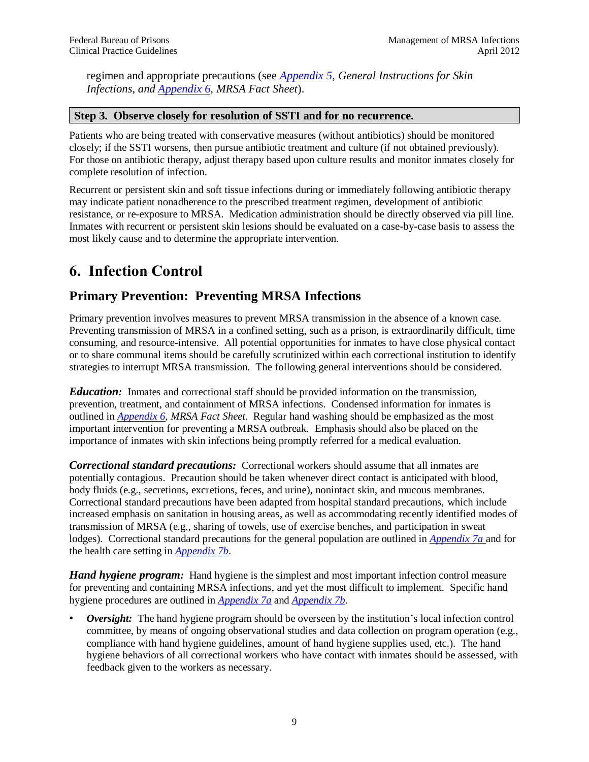regimen and appropriate precautions (see *Appendix 5*, *General Instructions for Skin Infections, and Appendix 6*, *MRSA Fact Sheet*).

**Step 3. Observe closely for resolution of SSTI and for no recurrence.**

Patients who are being treated with conservative measures (without antibiotics) should be monitored closely; if the SSTI worsens, then pursue antibiotic treatment and culture (if not obtained previously). For those on antibiotic therapy, adjust therapy based upon culture results and monitor inmates closely for complete resolution of infection.

Recurrent or persistent skin and soft tissue infections during or immediately following antibiotic therapy may indicate patient nonadherence to the prescribed treatment regimen, development of antibiotic resistance, or re-exposure to MRSA. Medication administration should be directly observed via pill line. Inmates with recurrent or persistent skin lesions should be evaluated on a case-by-case basis to assess the most likely cause and to determine the appropriate intervention.

# 6. Infection Control

## Primary Prevention: Preventing MRSA Infections

Primary prevention involves measures to prevent MRSA transmission in the absence of a known case. Preventing transmission of MRSA in a confined setting, such as a prison, is extraordinarily difficult, time consuming, and resource-intensive. All potential opportunities for inmates to have close physical contact or to share communal items should be carefully scrutinized within each correctional institution to identify strategies to interrupt MRSA transmission. The following general interventions should be considered.

***Education:*** Inmates and correctional staff should be provided information on the transmission, prevention, treatment, and containment of MRSA infections. Condensed information for inmates is outlined in *Appendix 6*, *MRSA Fact Sheet*. Regular hand washing should be emphasized as the most important intervention for preventing a MRSA outbreak. Emphasis should also be placed on the importance of inmates with skin infections being promptly referred for a medical evaluation.

***Correctional standard precautions:*** Correctional workers should assume that all inmates are potentially contagious. Precaution should be taken whenever direct contact is anticipated with blood, body fluids (e.g., secretions, excretions, feces, and urine), nonintact skin, and mucous membranes. Correctional standard precautions have been adapted from hospital standard precautions, which include increased emphasis on sanitation in housing areas, as well as accommodating recently identified modes of transmission of MRSA (e.g., sharing of towels, use of exercise benches, and participation in sweat lodges). Correctional standard precautions for the general population are outlined in *Appendix 7a* and for the health care setting in *Appendix 7b*.

***Hand hygiene program:*** Hand hygiene is the simplest and most important infection control measure for preventing and containing MRSA infections, and yet the most difficult to implement. Specific hand hygiene procedures are outlined in *Appendix 7a* and *Appendix 7b*.

- ***Oversight:*** The hand hygiene program should be overseen by the institution's local infection control committee, by means of ongoing observational studies and data collection on program operation (e.g., compliance with hand hygiene guidelines, amount of hand hygiene supplies used, etc.). The hand hygiene behaviors of all correctional workers who have contact with inmates should be assessed, with feedback given to the workers as necessary.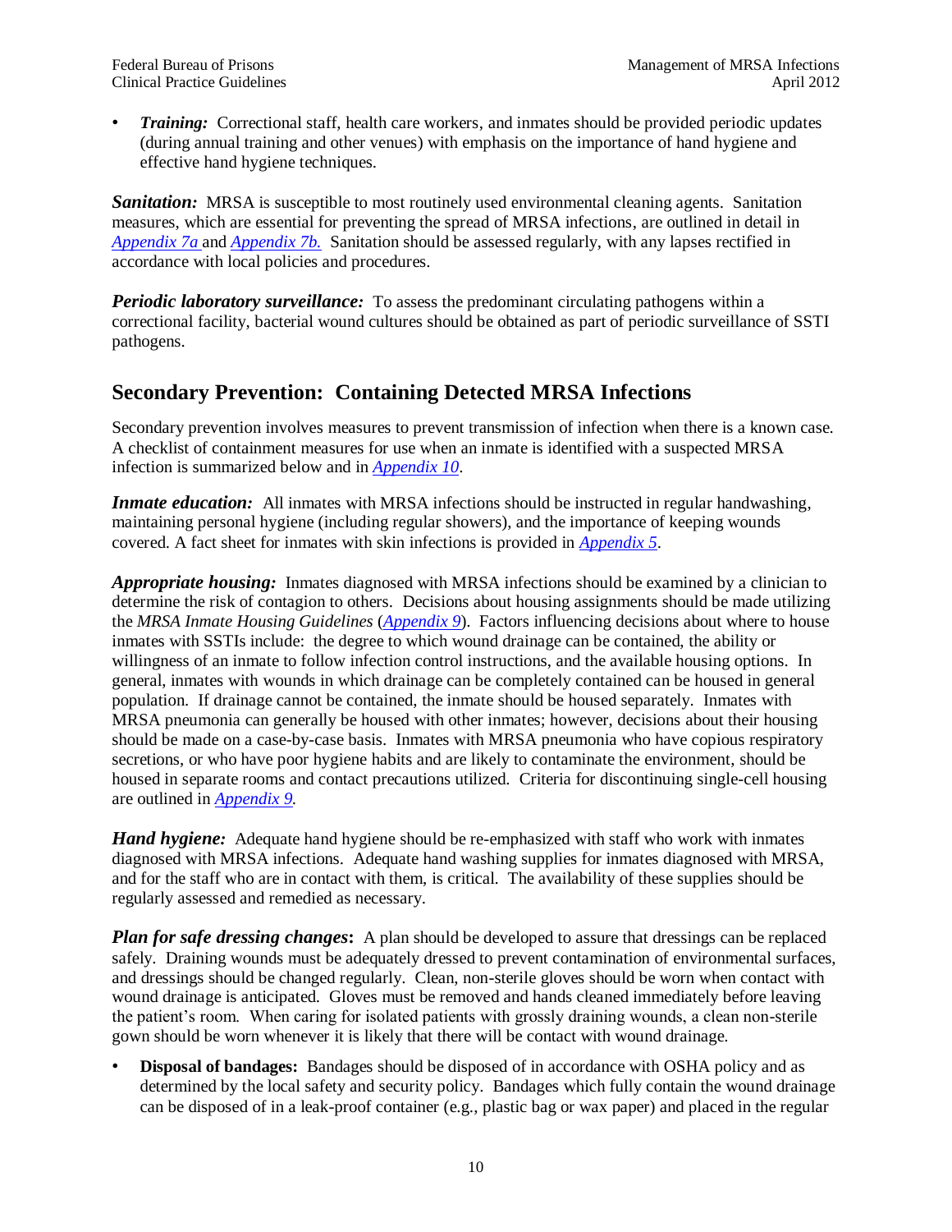- ***Training:*** Correctional staff, health care workers, and inmates should be provided periodic updates (during annual training and other venues) with emphasis on the importance of hand hygiene and effective hand hygiene techniques.

***Sanitation:*** MRSA is susceptible to most routinely used environmental cleaning agents. Sanitation measures, which are essential for preventing the spread of MRSA infections, are outlined in detail in *Appendix 7a* and *Appendix 7b.* Sanitation should be assessed regularly, with any lapses rectified in accordance with local policies and procedures.

***Periodic laboratory surveillance:*** To assess the predominant circulating pathogens within a correctional facility, bacterial wound cultures should be obtained as part of periodic surveillance of SSTI pathogens.

## Secondary Prevention: Containing Detected MRSA Infections

Secondary prevention involves measures to prevent transmission of infection when there is a known case. A checklist of containment measures for use when an inmate is identified with a suspected MRSA infection is summarized below and in *Appendix 10*.

***Inmate education:*** All inmates with MRSA infections should be instructed in regular handwashing, maintaining personal hygiene (including regular showers), and the importance of keeping wounds covered. A fact sheet for inmates with skin infections is provided in *Appendix 5*.

***Appropriate housing:*** Inmates diagnosed with MRSA infections should be examined by a clinician to determine the risk of contagion to others. Decisions about housing assignments should be made utilizing the *MRSA Inmate Housing Guidelines* (*Appendix 9*). Factors influencing decisions about where to house inmates with SSTIs include: the degree to which wound drainage can be contained, the ability or willingness of an inmate to follow infection control instructions, and the available housing options. In general, inmates with wounds in which drainage can be completely contained can be housed in general population. If drainage cannot be contained, the inmate should be housed separately. Inmates with MRSA pneumonia can generally be housed with other inmates; however, decisions about their housing should be made on a case-by-case basis. Inmates with MRSA pneumonia who have copious respiratory secretions, or who have poor hygiene habits and are likely to contaminate the environment, should be housed in separate rooms and contact precautions utilized. Criteria for discontinuing single-cell housing are outlined in *Appendix 9*.

***Hand hygiene:*** Adequate hand hygiene should be re-emphasized with staff who work with inmates diagnosed with MRSA infections. Adequate hand washing supplies for inmates diagnosed with MRSA, and for the staff who are in contact with them, is critical. The availability of these supplies should be regularly assessed and remedied as necessary.

***Plan for safe dressing changes*:** A plan should be developed to assure that dressings can be replaced safely. Draining wounds must be adequately dressed to prevent contamination of environmental surfaces, and dressings should be changed regularly. Clean, non-sterile gloves should be worn when contact with wound drainage is anticipated. Gloves must be removed and hands cleaned immediately before leaving the patient's room. When caring for isolated patients with grossly draining wounds, a clean non-sterile gown should be worn whenever it is likely that there will be contact with wound drainage.

- **Disposal of bandages:** Bandages should be disposed of in accordance with OSHA policy and as determined by the local safety and security policy. Bandages which fully contain the wound drainage can be disposed of in a leak-proof container (e.g., plastic bag or wax paper) and placed in the regular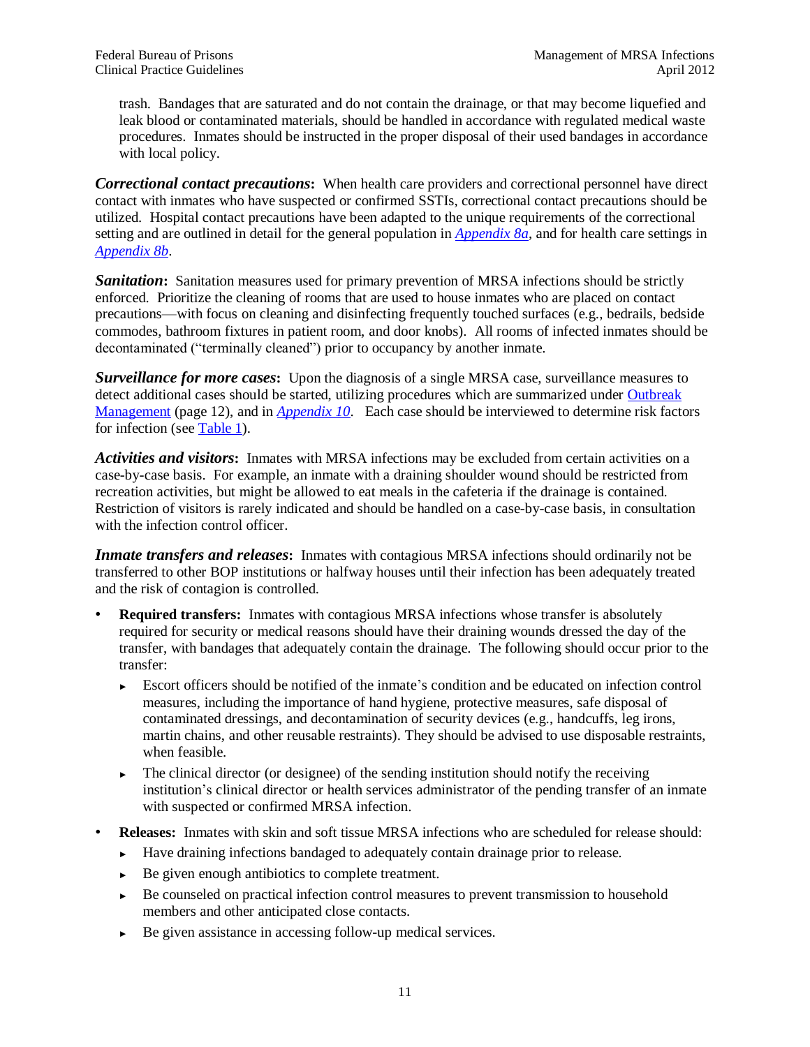trash. Bandages that are saturated and do not contain the drainage, or that may become liquefied and leak blood or contaminated materials, should be handled in accordance with regulated medical waste procedures. Inmates should be instructed in the proper disposal of their used bandages in accordance with local policy.

***Correctional contact precautions*:** When health care providers and correctional personnel have direct contact with inmates who have suspected or confirmed SSTIs, correctional contact precautions should be utilized. Hospital contact precautions have been adapted to the unique requirements of the correctional setting and are outlined in detail for the general population in *Appendix 8a*, and for health care settings in *Appendix 8b*.

***Sanitation*:** Sanitation measures used for primary prevention of MRSA infections should be strictly enforced. Prioritize the cleaning of rooms that are used to house inmates who are placed on contact precautions—with focus on cleaning and disinfecting frequently touched surfaces (e.g., bedrails, bedside commodes, bathroom fixtures in patient room, and door knobs). All rooms of infected inmates should be decontaminated ("terminally cleaned") prior to occupancy by another inmate.

***Surveillance for more cases*:** Upon the diagnosis of a single MRSA case, surveillance measures to detect additional cases should be started, utilizing procedures which are summarized under Outbreak Management (page 12), and in *Appendix 10*. Each case should be interviewed to determine risk factors for infection (see Table 1).

***Activities and visitors*:** Inmates with MRSA infections may be excluded from certain activities on a case-by-case basis. For example, an inmate with a draining shoulder wound should be restricted from recreation activities, but might be allowed to eat meals in the cafeteria if the drainage is contained. Restriction of visitors is rarely indicated and should be handled on a case-by-case basis, in consultation with the infection control officer.

***Inmate transfers and releases*:** Inmates with contagious MRSA infections should ordinarily not be transferred to other BOP institutions or halfway houses until their infection has been adequately treated and the risk of contagion is controlled.

- **Required transfers:** Inmates with contagious MRSA infections whose transfer is absolutely required for security or medical reasons should have their draining wounds dressed the day of the transfer, with bandages that adequately contain the drainage. The following should occur prior to the transfer:
  - Escort officers should be notified of the inmate's condition and be educated on infection control measures, including the importance of hand hygiene, protective measures, safe disposal of contaminated dressings, and decontamination of security devices (e.g., handcuffs, leg irons, martin chains, and other reusable restraints). They should be advised to use disposable restraints, when feasible.
  - The clinical director (or designee) of the sending institution should notify the receiving institution's clinical director or health services administrator of the pending transfer of an inmate with suspected or confirmed MRSA infection.
- **Releases:** Inmates with skin and soft tissue MRSA infections who are scheduled for release should:
  - Have draining infections bandaged to adequately contain drainage prior to release.
  - Be given enough antibiotics to complete treatment.
  - Be counseled on practical infection control measures to prevent transmission to household members and other anticipated close contacts.
  - Be given assistance in accessing follow-up medical services.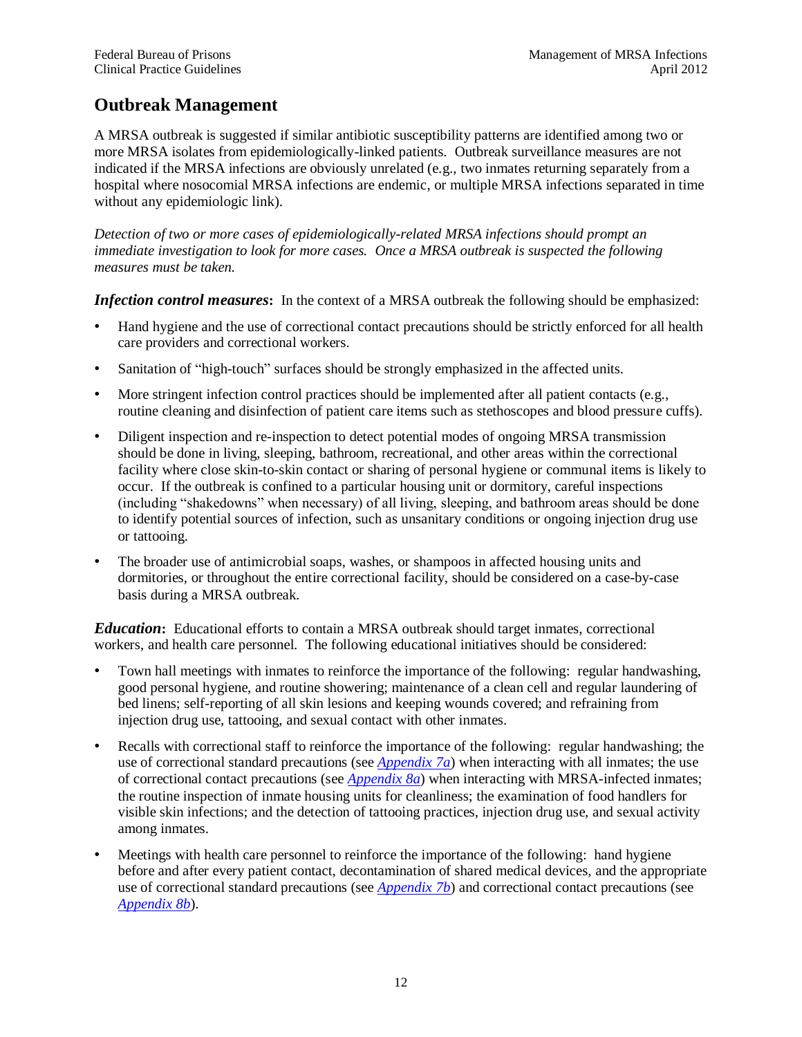## Outbreak Management

A MRSA outbreak is suggested if similar antibiotic susceptibility patterns are identified among two or more MRSA isolates from epidemiologically-linked patients. Outbreak surveillance measures are not indicated if the MRSA infections are obviously unrelated (e.g., two inmates returning separately from a hospital where nosocomial MRSA infections are endemic, or multiple MRSA infections separated in time without any epidemiologic link).

*Detection of two or more cases of epidemiologically-related MRSA infections should prompt an immediate investigation to look for more cases. Once a MRSA outbreak is suspected the following measures must be taken.*

***Infection control measures*:** In the context of a MRSA outbreak the following should be emphasized:

- Hand hygiene and the use of correctional contact precautions should be strictly enforced for all health care providers and correctional workers.
- Sanitation of "high-touch" surfaces should be strongly emphasized in the affected units.
- More stringent infection control practices should be implemented after all patient contacts (e.g., routine cleaning and disinfection of patient care items such as stethoscopes and blood pressure cuffs).
- Diligent inspection and re-inspection to detect potential modes of ongoing MRSA transmission should be done in living, sleeping, bathroom, recreational, and other areas within the correctional facility where close skin-to-skin contact or sharing of personal hygiene or communal items is likely to occur. If the outbreak is confined to a particular housing unit or dormitory, careful inspections (including "shakedowns" when necessary) of all living, sleeping, and bathroom areas should be done to identify potential sources of infection, such as unsanitary conditions or ongoing injection drug use or tattooing.
- The broader use of antimicrobial soaps, washes, or shampoos in affected housing units and dormitories, or throughout the entire correctional facility, should be considered on a case-by-case basis during a MRSA outbreak.

***Education*:** Educational efforts to contain a MRSA outbreak should target inmates, correctional workers, and health care personnel. The following educational initiatives should be considered:

- Town hall meetings with inmates to reinforce the importance of the following: regular handwashing, good personal hygiene, and routine showering; maintenance of a clean cell and regular laundering of bed linens; self-reporting of all skin lesions and keeping wounds covered; and refraining from injection drug use, tattooing, and sexual contact with other inmates.
- Recalls with correctional staff to reinforce the importance of the following: regular handwashing; the use of correctional standard precautions (see *Appendix 7a*) when interacting with all inmates; the use of correctional contact precautions (see *Appendix 8a*) when interacting with MRSA-infected inmates; the routine inspection of inmate housing units for cleanliness; the examination of food handlers for visible skin infections; and the detection of tattooing practices, injection drug use, and sexual activity among inmates.
- Meetings with health care personnel to reinforce the importance of the following: hand hygiene before and after every patient contact, decontamination of shared medical devices, and the appropriate use of correctional standard precautions (see *Appendix 7b*) and correctional contact precautions (see *Appendix 8b*).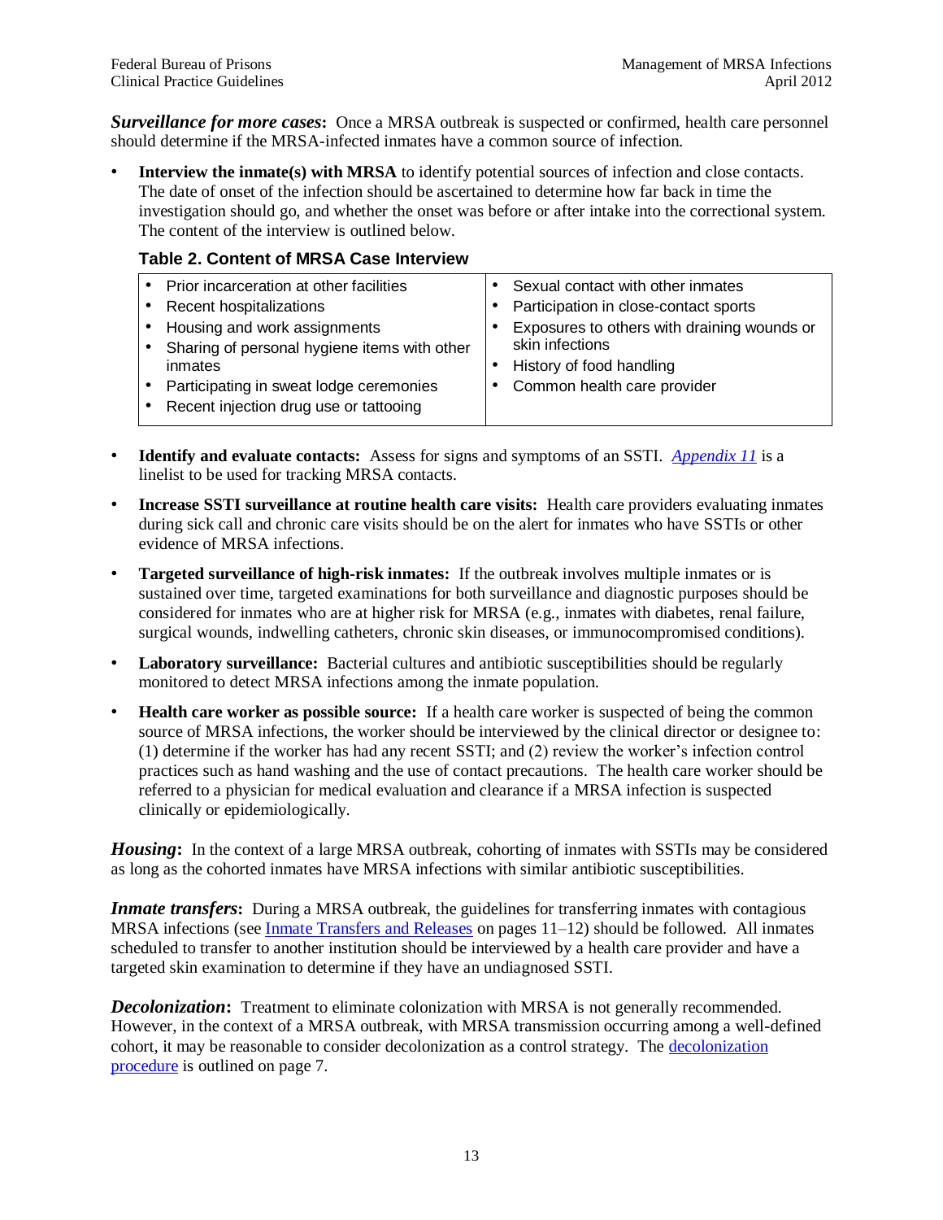***Surveillance for more cases*:** Once a MRSA outbreak is suspected or confirmed, health care personnel should determine if the MRSA-infected inmates have a common source of infection.

- **Interview the inmate(s) with MRSA** to identify potential sources of infection and close contacts. The date of onset of the infection should be ascertained to determine how far back in time the investigation should go, and whether the onset was before or after intake into the correctional system. The content of the interview is outlined below.

**Table 2. Content of MRSA Case Interview**

| | |
|---|---|
| • Prior incarceration at other facilities<br>• Recent hospitalizations<br>• Housing and work assignments<br>• Sharing of personal hygiene items with other inmates<br>• Participating in sweat lodge ceremonies<br>• Recent injection drug use or tattooing | • Sexual contact with other inmates<br>• Participation in close-contact sports<br>• Exposures to others with draining wounds or skin infections<br>• History of food handling<br>• Common health care provider |

- **Identify and evaluate contacts:** Assess for signs and symptoms of an SSTI. *Appendix 11* is a linelist to be used for tracking MRSA contacts.
- **Increase SSTI surveillance at routine health care visits:** Health care providers evaluating inmates during sick call and chronic care visits should be on the alert for inmates who have SSTIs or other evidence of MRSA infections.
- **Targeted surveillance of high-risk inmates:** If the outbreak involves multiple inmates or is sustained over time, targeted examinations for both surveillance and diagnostic purposes should be considered for inmates who are at higher risk for MRSA (e.g., inmates with diabetes, renal failure, surgical wounds, indwelling catheters, chronic skin diseases, or immunocompromised conditions).
- **Laboratory surveillance:** Bacterial cultures and antibiotic susceptibilities should be regularly monitored to detect MRSA infections among the inmate population.
- **Health care worker as possible source:** If a health care worker is suspected of being the common source of MRSA infections, the worker should be interviewed by the clinical director or designee to: (1) determine if the worker has had any recent SSTI; and (2) review the worker's infection control practices such as hand washing and the use of contact precautions. The health care worker should be referred to a physician for medical evaluation and clearance if a MRSA infection is suspected clinically or epidemiologically.

***Housing*:** In the context of a large MRSA outbreak, cohorting of inmates with SSTIs may be considered as long as the cohorted inmates have MRSA infections with similar antibiotic susceptibilities.

***Inmate transfers*:** During a MRSA outbreak, the guidelines for transferring inmates with contagious MRSA infections (see Inmate Transfers and Releases on pages 11–12) should be followed. All inmates scheduled to transfer to another institution should be interviewed by a health care provider and have a targeted skin examination to determine if they have an undiagnosed SSTI.

***Decolonization*:** Treatment to eliminate colonization with MRSA is not generally recommended. However, in the context of a MRSA outbreak, with MRSA transmission occurring among a well-defined cohort, it may be reasonable to consider decolonization as a control strategy. The decolonization procedure is outlined on page 7.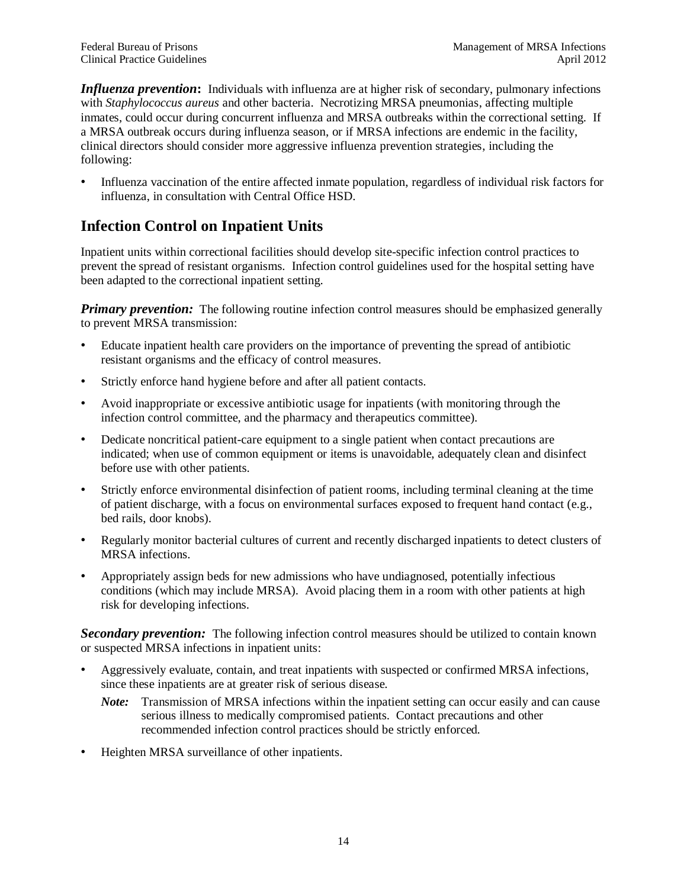***Influenza prevention*:** Individuals with influenza are at higher risk of secondary, pulmonary infections with *Staphylococcus aureus* and other bacteria. Necrotizing MRSA pneumonias, affecting multiple inmates, could occur during concurrent influenza and MRSA outbreaks within the correctional setting. If a MRSA outbreak occurs during influenza season, or if MRSA infections are endemic in the facility, clinical directors should consider more aggressive influenza prevention strategies, including the following:

- Influenza vaccination of the entire affected inmate population, regardless of individual risk factors for influenza, in consultation with Central Office HSD.

## Infection Control on Inpatient Units

Inpatient units within correctional facilities should develop site-specific infection control practices to prevent the spread of resistant organisms. Infection control guidelines used for the hospital setting have been adapted to the correctional inpatient setting.

***Primary prevention:*** The following routine infection control measures should be emphasized generally to prevent MRSA transmission:

- Educate inpatient health care providers on the importance of preventing the spread of antibiotic resistant organisms and the efficacy of control measures.
- Strictly enforce hand hygiene before and after all patient contacts.
- Avoid inappropriate or excessive antibiotic usage for inpatients (with monitoring through the infection control committee, and the pharmacy and therapeutics committee).
- Dedicate noncritical patient-care equipment to a single patient when contact precautions are indicated; when use of common equipment or items is unavoidable, adequately clean and disinfect before use with other patients.
- Strictly enforce environmental disinfection of patient rooms, including terminal cleaning at the time of patient discharge, with a focus on environmental surfaces exposed to frequent hand contact (e.g., bed rails, door knobs).
- Regularly monitor bacterial cultures of current and recently discharged inpatients to detect clusters of MRSA infections.
- Appropriately assign beds for new admissions who have undiagnosed, potentially infectious conditions (which may include MRSA). Avoid placing them in a room with other patients at high risk for developing infections.

***Secondary prevention:*** The following infection control measures should be utilized to contain known or suspected MRSA infections in inpatient units:

- Aggressively evaluate, contain, and treat inpatients with suspected or confirmed MRSA infections, since these inpatients are at greater risk of serious disease.

  ***Note:*** Transmission of MRSA infections within the inpatient setting can occur easily and can cause serious illness to medically compromised patients. Contact precautions and other recommended infection control practices should be strictly enforced.

- Heighten MRSA surveillance of other inpatients.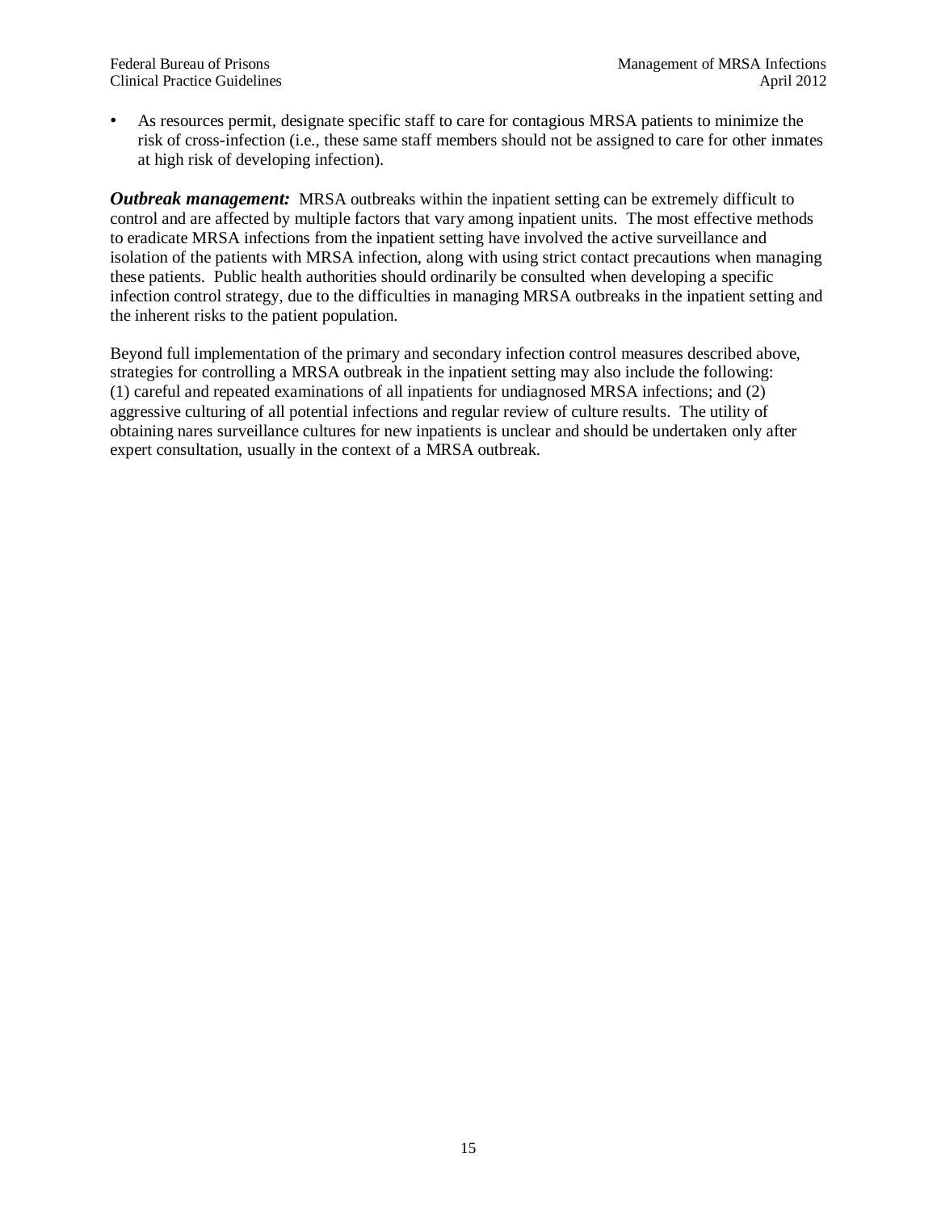- As resources permit, designate specific staff to care for contagious MRSA patients to minimize the risk of cross-infection (i.e., these same staff members should not be assigned to care for other inmates at high risk of developing infection).

***Outbreak management:*** MRSA outbreaks within the inpatient setting can be extremely difficult to control and are affected by multiple factors that vary among inpatient units. The most effective methods to eradicate MRSA infections from the inpatient setting have involved the active surveillance and isolation of the patients with MRSA infection, along with using strict contact precautions when managing these patients. Public health authorities should ordinarily be consulted when developing a specific infection control strategy, due to the difficulties in managing MRSA outbreaks in the inpatient setting and the inherent risks to the patient population.

Beyond full implementation of the primary and secondary infection control measures described above, strategies for controlling a MRSA outbreak in the inpatient setting may also include the following: (1) careful and repeated examinations of all inpatients for undiagnosed MRSA infections; and (2) aggressive culturing of all potential infections and regular review of culture results. The utility of obtaining nares surveillance cultures for new inpatients is unclear and should be undertaken only after expert consultation, usually in the context of a MRSA outbreak.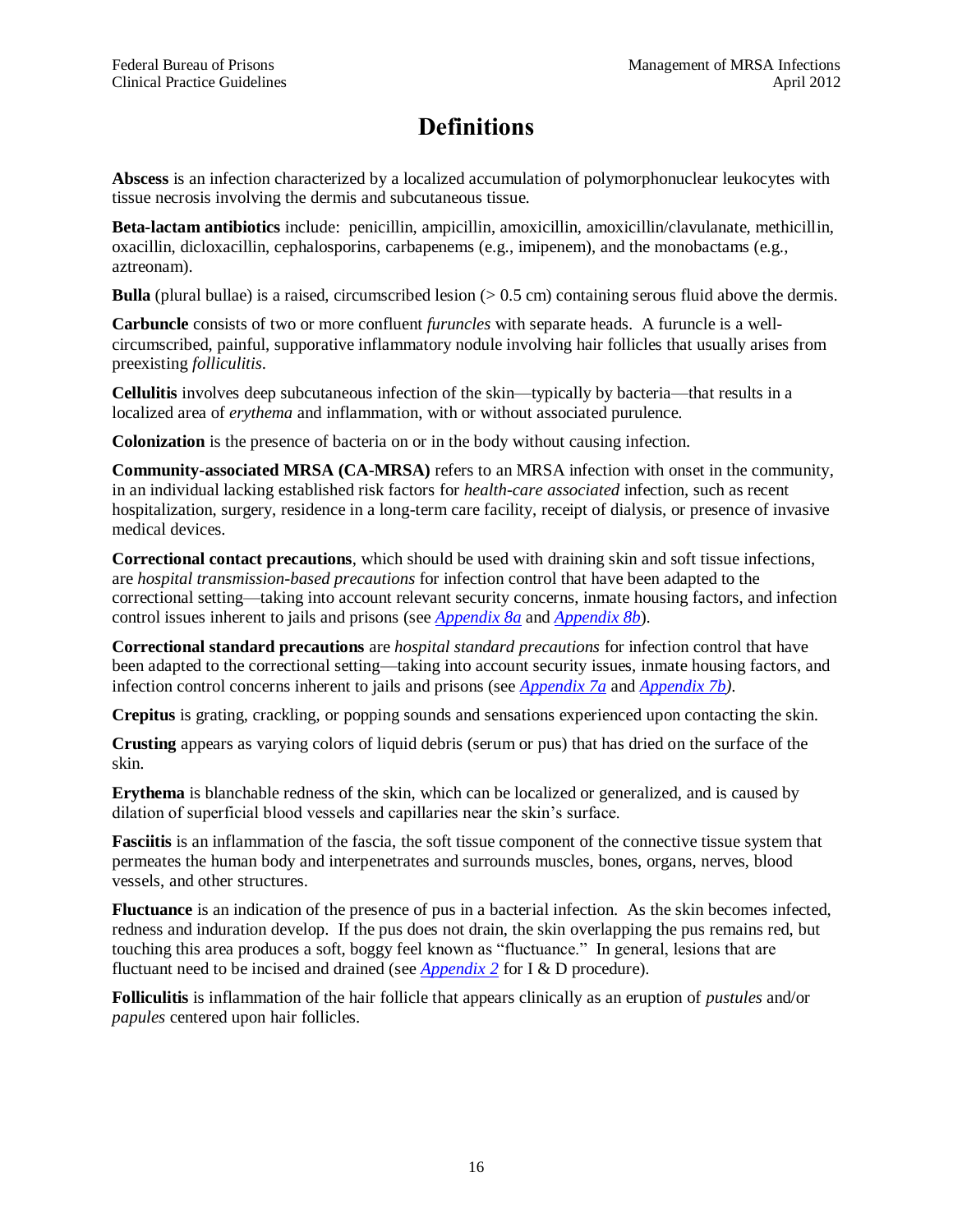# Definitions

**Abscess** is an infection characterized by a localized accumulation of polymorphonuclear leukocytes with tissue necrosis involving the dermis and subcutaneous tissue.

**Beta-lactam antibiotics** include: penicillin, ampicillin, amoxicillin, amoxicillin/clavulanate, methicillin, oxacillin, dicloxacillin, cephalosporins, carbapenems (e.g., imipenem), and the monobactams (e.g., aztreonam).

**Bulla** (plural bullae) is a raised, circumscribed lesion (> 0.5 cm) containing serous fluid above the dermis.

**Carbuncle** consists of two or more confluent *furuncles* with separate heads. A furuncle is a well-circumscribed, painful, supporative inflammatory nodule involving hair follicles that usually arises from preexisting *folliculitis*.

**Cellulitis** involves deep subcutaneous infection of the skin—typically by bacteria—that results in a localized area of *erythema* and inflammation, with or without associated purulence.

**Colonization** is the presence of bacteria on or in the body without causing infection.

**Community-associated MRSA (CA-MRSA)** refers to an MRSA infection with onset in the community, in an individual lacking established risk factors for *health-care associated* infection, such as recent hospitalization, surgery, residence in a long-term care facility, receipt of dialysis, or presence of invasive medical devices.

**Correctional contact precautions**, which should be used with draining skin and soft tissue infections, are *hospital transmission-based precautions* for infection control that have been adapted to the correctional setting—taking into account relevant security concerns, inmate housing factors, and infection control issues inherent to jails and prisons (see *Appendix 8a* and *Appendix 8b*).

**Correctional standard precautions** are *hospital standard precautions* for infection control that have been adapted to the correctional setting—taking into account security issues, inmate housing factors, and infection control concerns inherent to jails and prisons (see *Appendix 7a* and *Appendix 7b).*

**Crepitus** is grating, crackling, or popping sounds and sensations experienced upon contacting the skin.

**Crusting** appears as varying colors of liquid debris (serum or pus) that has dried on the surface of the skin.

**Erythema** is blanchable redness of the skin, which can be localized or generalized, and is caused by dilation of superficial blood vessels and capillaries near the skin's surface.

**Fasciitis** is an inflammation of the fascia, the soft tissue component of the connective tissue system that permeates the human body and interpenetrates and surrounds muscles, bones, organs, nerves, blood vessels, and other structures.

**Fluctuance** is an indication of the presence of pus in a bacterial infection. As the skin becomes infected, redness and induration develop. If the pus does not drain, the skin overlapping the pus remains red, but touching this area produces a soft, boggy feel known as "fluctuance." In general, lesions that are fluctuant need to be incised and drained (see *Appendix 2* for I & D procedure).

**Folliculitis** is inflammation of the hair follicle that appears clinically as an eruption of *pustules* and/or *papules* centered upon hair follicles.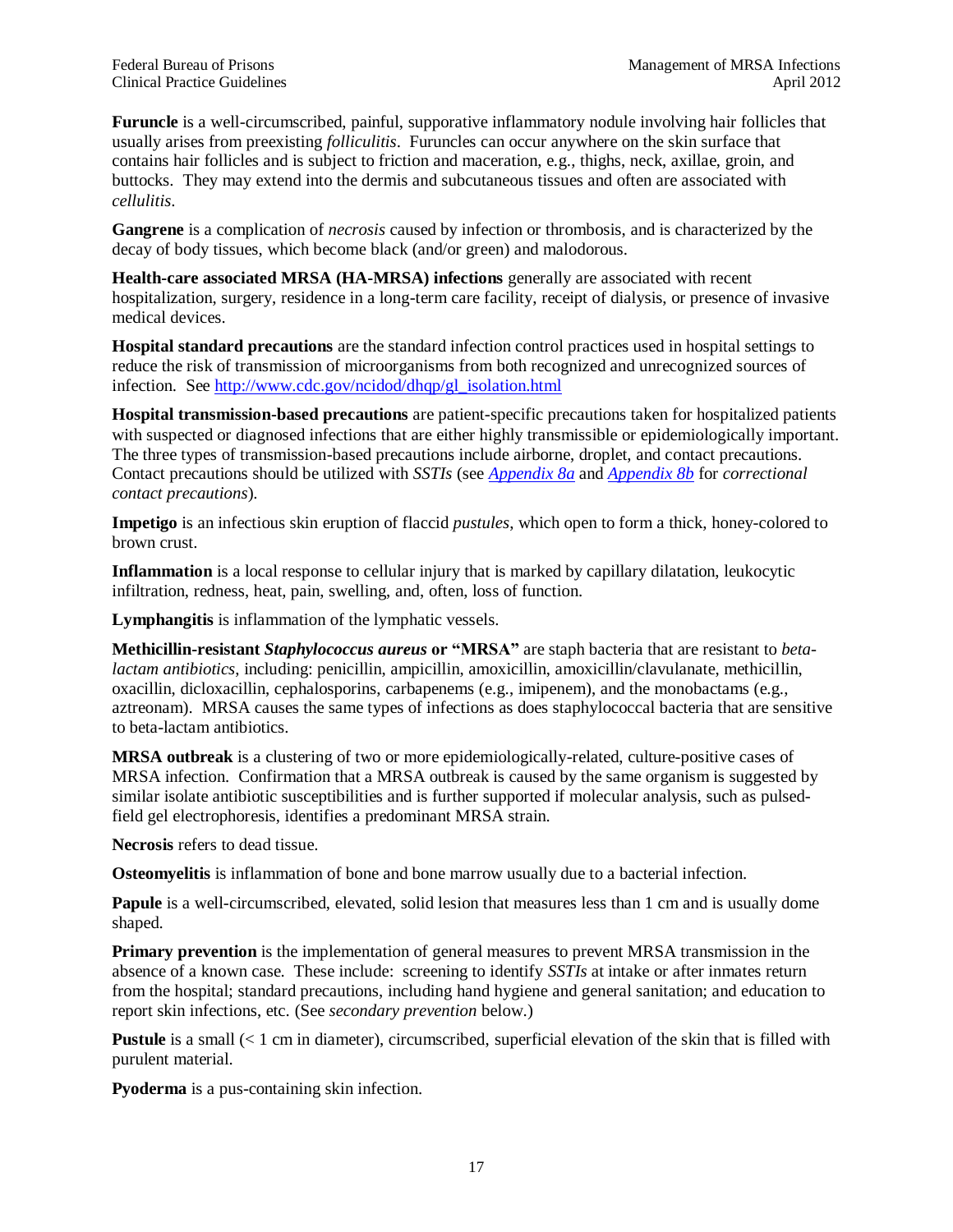**Furuncle** is a well-circumscribed, painful, supporative inflammatory nodule involving hair follicles that usually arises from preexisting *folliculitis*. Furuncles can occur anywhere on the skin surface that contains hair follicles and is subject to friction and maceration, e.g., thighs, neck, axillae, groin, and buttocks. They may extend into the dermis and subcutaneous tissues and often are associated with *cellulitis*.

**Gangrene** is a complication of *necrosis* caused by infection or thrombosis, and is characterized by the decay of body tissues, which become black (and/or green) and malodorous.

**Health-care associated MRSA (HA-MRSA) infections** generally are associated with recent hospitalization, surgery, residence in a long-term care facility, receipt of dialysis, or presence of invasive medical devices.

**Hospital standard precautions** are the standard infection control practices used in hospital settings to reduce the risk of transmission of microorganisms from both recognized and unrecognized sources of infection. See [http://www.cdc.gov/ncidod/dhqp/gl_isolation.html](http://www.cdc.gov/ncidod/dhqp/gl_isolation.html)

**Hospital transmission-based precautions** are patient-specific precautions taken for hospitalized patients with suspected or diagnosed infections that are either highly transmissible or epidemiologically important. The three types of transmission-based precautions include airborne, droplet, and contact precautions. Contact precautions should be utilized with *SSTIs* (see *Appendix 8a* and *Appendix 8b* for *correctional contact precautions*).

**Impetigo** is an infectious skin eruption of flaccid *pustules*, which open to form a thick, honey-colored to brown crust.

**Inflammation** is a local response to cellular injury that is marked by capillary dilatation, leukocytic infiltration, redness, heat, pain, swelling, and, often, loss of function.

**Lymphangitis** is inflammation of the lymphatic vessels.

**Methicillin-resistant *Staphylococcus aureus* or "MRSA"** are staph bacteria that are resistant to *beta-lactam antibiotics*, including: penicillin, ampicillin, amoxicillin, amoxicillin/clavulanate, methicillin, oxacillin, dicloxacillin, cephalosporins, carbapenems (e.g., imipenem), and the monobactams (e.g., aztreonam). MRSA causes the same types of infections as does staphylococcal bacteria that are sensitive to beta-lactam antibiotics.

**MRSA outbreak** is a clustering of two or more epidemiologically-related, culture-positive cases of MRSA infection. Confirmation that a MRSA outbreak is caused by the same organism is suggested by similar isolate antibiotic susceptibilities and is further supported if molecular analysis, such as pulsed-field gel electrophoresis, identifies a predominant MRSA strain.

**Necrosis** refers to dead tissue.

**Osteomyelitis** is inflammation of bone and bone marrow usually due to a bacterial infection.

**Papule** is a well-circumscribed, elevated, solid lesion that measures less than 1 cm and is usually dome shaped.

**Primary prevention** is the implementation of general measures to prevent MRSA transmission in the absence of a known case. These include: screening to identify *SSTIs* at intake or after inmates return from the hospital; standard precautions, including hand hygiene and general sanitation; and education to report skin infections, etc. (See *secondary prevention* below.)

**Pustule** is a small (< 1 cm in diameter), circumscribed, superficial elevation of the skin that is filled with purulent material.

**Pyoderma** is a pus-containing skin infection.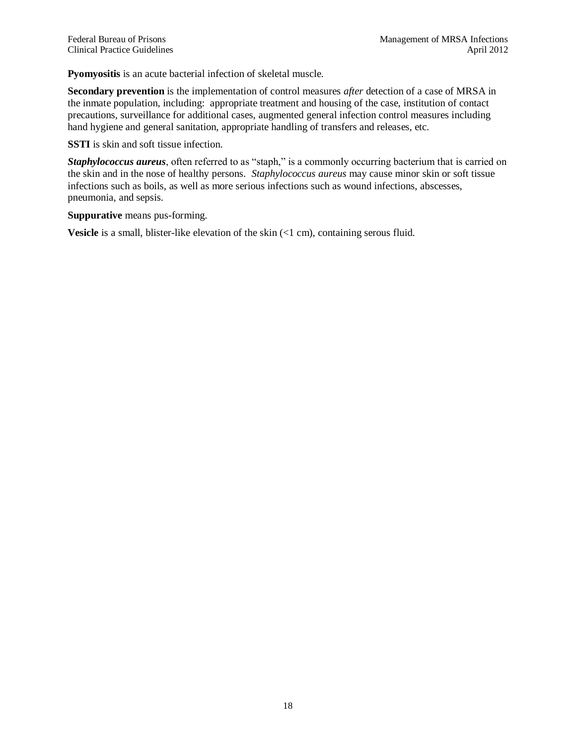**Pyomyositis** is an acute bacterial infection of skeletal muscle.

**Secondary prevention** is the implementation of control measures *after* detection of a case of MRSA in the inmate population, including: appropriate treatment and housing of the case, institution of contact precautions, surveillance for additional cases, augmented general infection control measures including hand hygiene and general sanitation, appropriate handling of transfers and releases, etc.

**SSTI** is skin and soft tissue infection.

***Staphylococcus aureus***, often referred to as "staph," is a commonly occurring bacterium that is carried on the skin and in the nose of healthy persons. *Staphylococcus aureus* may cause minor skin or soft tissue infections such as boils, as well as more serious infections such as wound infections, abscesses, pneumonia, and sepsis.

**Suppurative** means pus-forming.

**Vesicle** is a small, blister-like elevation of the skin (<1 cm), containing serous fluid.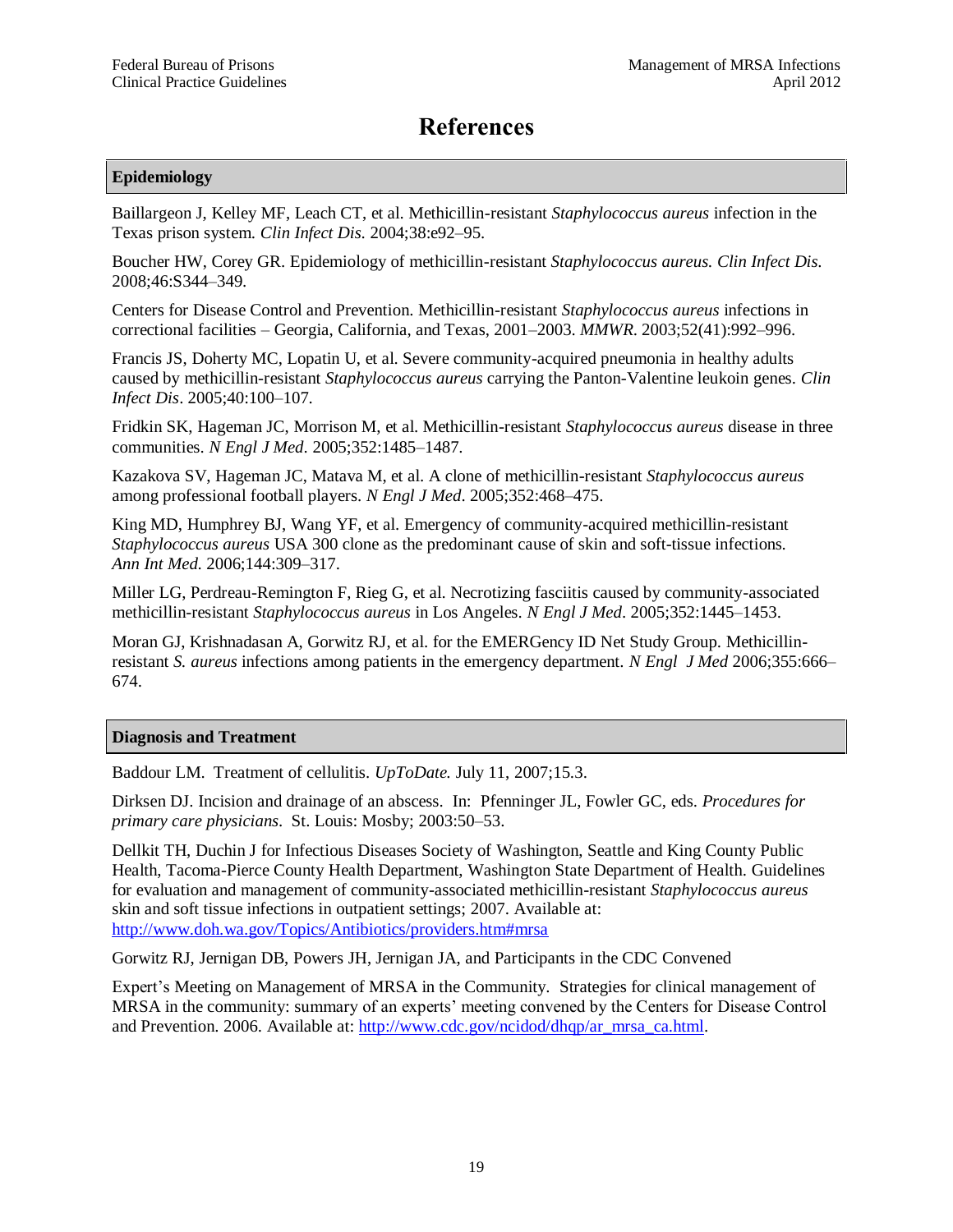# References

## Epidemiology

Baillargeon J, Kelley MF, Leach CT, et al. Methicillin-resistant *Staphylococcus aureus* infection in the Texas prison system. *Clin Infect Dis.* 2004;38:e92–95.

Boucher HW, Corey GR. Epidemiology of methicillin-resistant *Staphylococcus aureus. Clin Infect Dis.* 2008;46:S344–349.

Centers for Disease Control and Prevention. Methicillin-resistant *Staphylococcus aureus* infections in correctional facilities – Georgia, California, and Texas, 2001–2003. *MMWR.* 2003;52(41):992–996.

Francis JS, Doherty MC, Lopatin U, et al. Severe community-acquired pneumonia in healthy adults caused by methicillin-resistant *Staphylococcus aureus* carrying the Panton-Valentine leukoin genes. *Clin Infect Dis*. 2005;40:100–107.

Fridkin SK, Hageman JC, Morrison M, et al. Methicillin-resistant *Staphylococcus aureus* disease in three communities. *N Engl J Med*. 2005;352:1485–1487.

Kazakova SV, Hageman JC, Matava M, et al. A clone of methicillin-resistant *Staphylococcus aureus* among professional football players. *N Engl J Med*. 2005;352:468–475.

King MD, Humphrey BJ, Wang YF, et al. Emergency of community-acquired methicillin-resistant *Staphylococcus aureus* USA 300 clone as the predominant cause of skin and soft-tissue infections. *Ann Int Med.* 2006;144:309–317.

Miller LG, Perdreau-Remington F, Rieg G, et al. Necrotizing fasciitis caused by community-associated methicillin-resistant *Staphylococcus aureus* in Los Angeles. *N Engl J Med*. 2005;352:1445–1453.

Moran GJ, Krishnadasan A, Gorwitz RJ, et al. for the EMERGency ID Net Study Group. Methicillin-resistant *S. aureus* infections among patients in the emergency department. *N Engl J Med* 2006;355:666–674.

## Diagnosis and Treatment

Baddour LM. Treatment of cellulitis. *UpToDate.* July 11, 2007;15.3.

Dirksen DJ. Incision and drainage of an abscess. In: Pfenninger JL, Fowler GC, eds. *Procedures for primary care physicians*. St. Louis: Mosby; 2003:50–53.

Dellkit TH, Duchin J for Infectious Diseases Society of Washington, Seattle and King County Public Health, Tacoma-Pierce County Health Department, Washington State Department of Health. Guidelines for evaluation and management of community-associated methicillin-resistant *Staphylococcus aureus* skin and soft tissue infections in outpatient settings; 2007. Available at: http://www.doh.wa.gov/Topics/Antibiotics/providers.htm#mrsa

Gorwitz RJ, Jernigan DB, Powers JH, Jernigan JA, and Participants in the CDC Convened

Expert's Meeting on Management of MRSA in the Community. Strategies for clinical management of MRSA in the community: summary of an experts' meeting convened by the Centers for Disease Control and Prevention. 2006. Available at: http://www.cdc.gov/ncidod/dhqp/ar_mrsa_ca.html.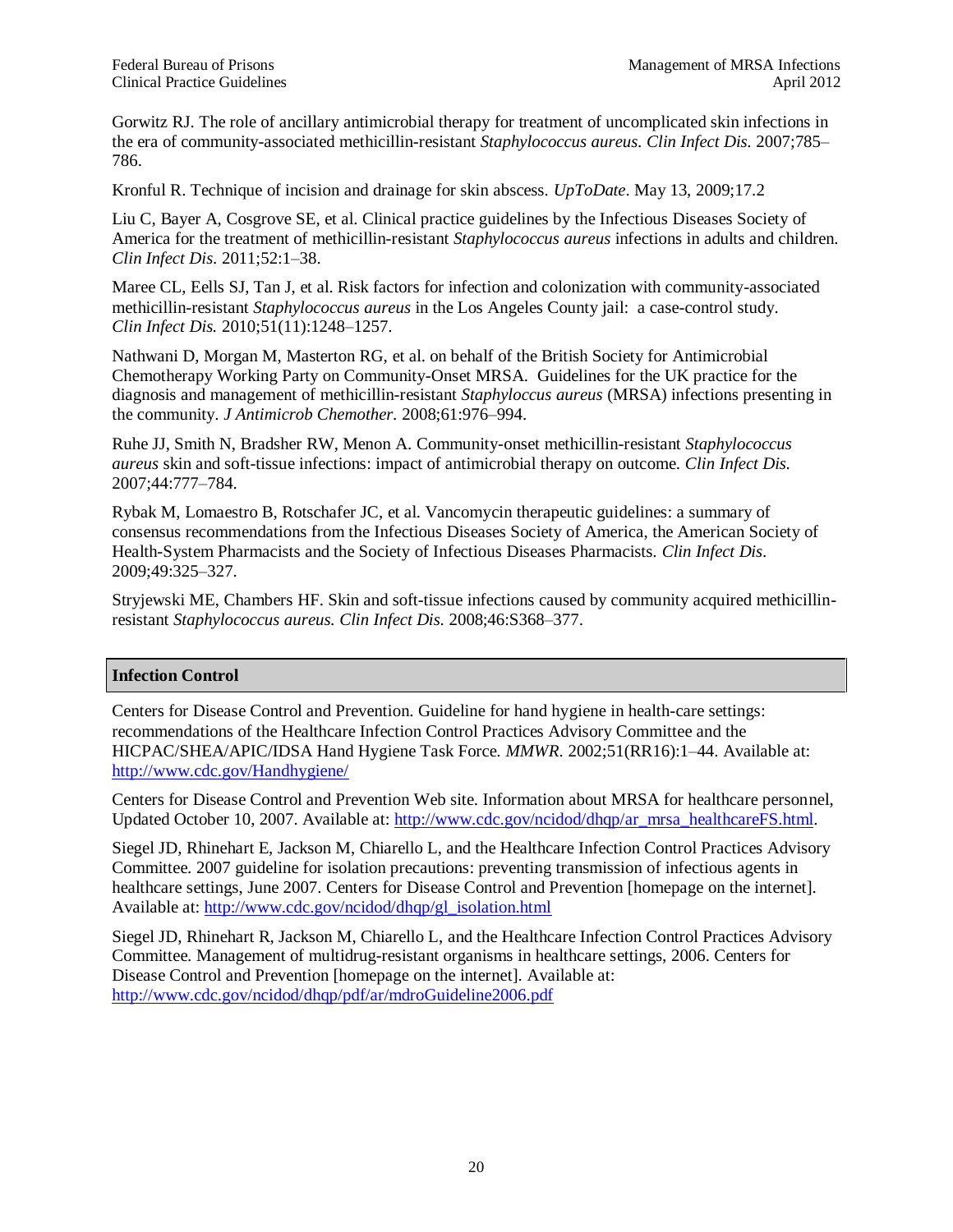Gorwitz RJ. The role of ancillary antimicrobial therapy for treatment of uncomplicated skin infections in the era of community-associated methicillin-resistant *Staphylococcus aureus. Clin Infect Dis.* 2007;785–786.

Kronful R. Technique of incision and drainage for skin abscess. *UpToDate*. May 13, 2009;17.2

Liu C, Bayer A, Cosgrove SE, et al. Clinical practice guidelines by the Infectious Diseases Society of America for the treatment of methicillin-resistant *Staphylococcus aureus* infections in adults and children. *Clin Infect Dis.* 2011;52:1–38.

Maree CL, Eells SJ, Tan J, et al. Risk factors for infection and colonization with community-associated methicillin-resistant *Staphylococcus aureus* in the Los Angeles County jail: a case-control study. *Clin Infect Dis.* 2010;51(11):1248–1257.

Nathwani D, Morgan M, Masterton RG, et al. on behalf of the British Society for Antimicrobial Chemotherapy Working Party on Community-Onset MRSA. Guidelines for the UK practice for the diagnosis and management of methicillin-resistant *Staphylococcus aureus* (MRSA) infections presenting in the community. *J Antimicrob Chemother.* 2008;61:976–994.

Ruhe JJ, Smith N, Bradsher RW, Menon A. Community-onset methicillin-resistant *Staphylococcus aureus* skin and soft-tissue infections: impact of antimicrobial therapy on outcome. *Clin Infect Dis.* 2007;44:777–784.

Rybak M, Lomaestro B, Rotschafer JC, et al. Vancomycin therapeutic guidelines: a summary of consensus recommendations from the Infectious Diseases Society of America, the American Society of Health-System Pharmacists and the Society of Infectious Diseases Pharmacists. *Clin Infect Dis.* 2009;49:325–327.

Stryjewski ME, Chambers HF. Skin and soft-tissue infections caused by community acquired methicillin-resistant *Staphylococcus aureus. Clin Infect Dis.* 2008;46:S368–377.

## Infection Control

Centers for Disease Control and Prevention. Guideline for hand hygiene in health-care settings: recommendations of the Healthcare Infection Control Practices Advisory Committee and the HICPAC/SHEA/APIC/IDSA Hand Hygiene Task Force. *MMWR.* 2002;51(RR16):1–44. Available at: http://www.cdc.gov/Handhygiene/

Centers for Disease Control and Prevention Web site. Information about MRSA for healthcare personnel, Updated October 10, 2007. Available at: http://www.cdc.gov/ncidod/dhqp/ar_mrsa_healthcareFS.html.

Siegel JD, Rhinehart E, Jackson M, Chiarello L, and the Healthcare Infection Control Practices Advisory Committee. 2007 guideline for isolation precautions: preventing transmission of infectious agents in healthcare settings, June 2007. Centers for Disease Control and Prevention [homepage on the internet]. Available at: http://www.cdc.gov/ncidod/dhqp/gl_isolation.html

Siegel JD, Rhinehart R, Jackson M, Chiarello L, and the Healthcare Infection Control Practices Advisory Committee. Management of multidrug-resistant organisms in healthcare settings, 2006. Centers for Disease Control and Prevention [homepage on the internet]. Available at: http://www.cdc.gov/ncidod/dhqp/pdf/ar/mdroGuideline2006.pdf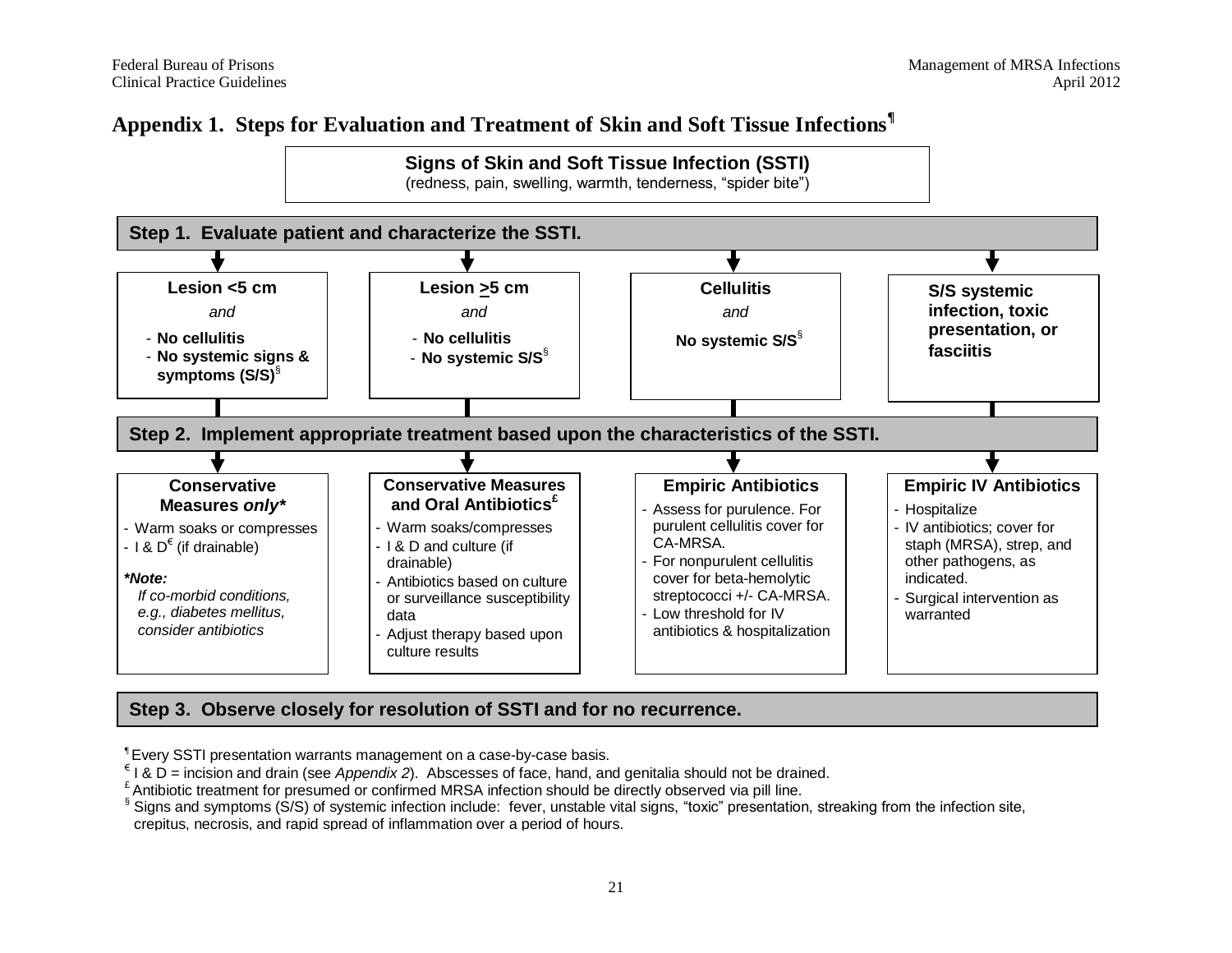## Appendix 1. Steps for Evaluation and Treatment of Skin and Soft Tissue Infections[¶]

**Signs of Skin and Soft Tissue Infection (SSTI)**
(redness, pain, swelling, warmth, tenderness, "spider bite")

### Step 1. Evaluate patient and characterize the SSTI.

| Lesion <5 cm | Lesion ≥5 cm | Cellulitis | S/S systemic infection, toxic presentation, or fasciitis |
|---|---|---|---|
| *and*<br>- **No cellulitis**<br>- **No systemic signs & symptoms (S/S)**[§] | *and*<br>- **No cellulitis**<br>- **No systemic S/S**[§] | *and*<br>**No systemic S/S**[§] | |

### Step 2. Implement appropriate treatment based upon the characteristics of the SSTI.

| Conservative Measures *only** | Conservative Measures and Oral Antibiotics[£] | Empiric Antibiotics | Empiric IV Antibiotics |
|---|---|---|---|
| - Warm soaks or compresses<br>- I & D[€] (if drainable)<br><br>***Note:***<br>*If co-morbid conditions, e.g., diabetes mellitus, consider antibiotics* | - Warm soaks/compresses<br>- I & D and culture (if drainable)<br>- Antibiotics based on culture or surveillance susceptibility data<br>- Adjust therapy based upon culture results | - Assess for purulence. For purulent cellulitis cover for CA-MRSA.<br>- For nonpurulent cellulitis cover for beta-hemolytic streptococci +/- CA-MRSA.<br>- Low threshold for IV antibiotics & hospitalization | - Hospitalize<br>- IV antibiotics; cover for staph (MRSA), strep, and other pathogens, as indicated.<br>- Surgical intervention as warranted |

### Step 3. Observe closely for resolution of SSTI and for no recurrence.

[¶] Every SSTI presentation warrants management on a case-by-case basis.

[€] I & D = incision and drain (see *Appendix 2*). Abscesses of face, hand, and genitalia should not be drained.

[£] Antibiotic treatment for presumed or confirmed MRSA infection should be directly observed via pill line.

[§] Signs and symptoms (S/S) of systemic infection include: fever, unstable vital signs, "toxic" presentation, streaking from the infection site, crepitus, necrosis, and rapid spread of inflammation over a period of hours.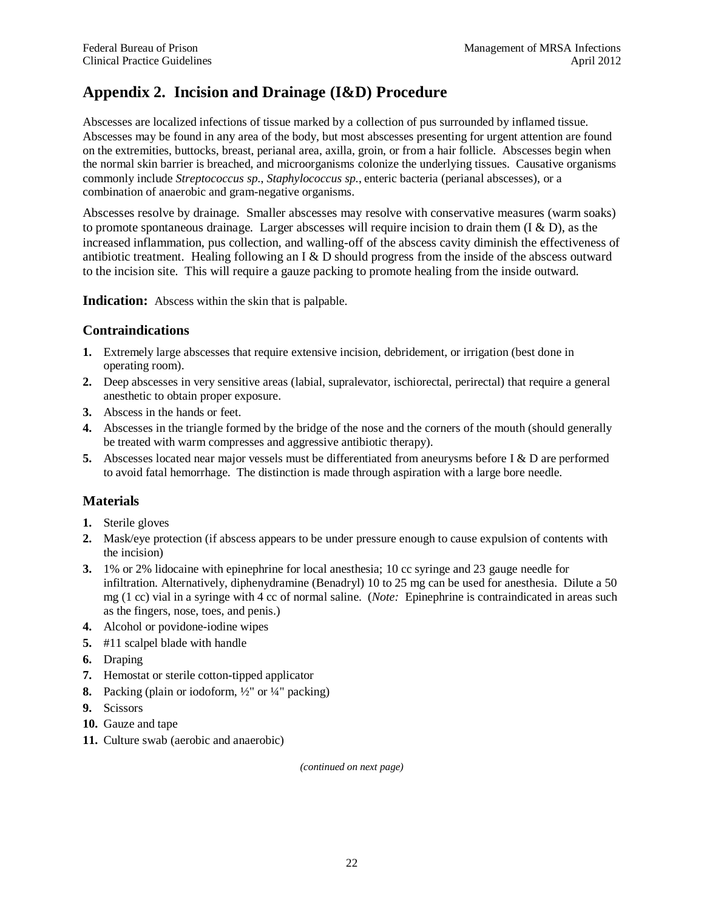# Appendix 2. Incision and Drainage (I&D) Procedure

Abscesses are localized infections of tissue marked by a collection of pus surrounded by inflamed tissue. Abscesses may be found in any area of the body, but most abscesses presenting for urgent attention are found on the extremities, buttocks, breast, perianal area, axilla, groin, or from a hair follicle. Abscesses begin when the normal skin barrier is breached, and microorganisms colonize the underlying tissues. Causative organisms commonly include *Streptococcus sp.*, *Staphylococcus sp.*, enteric bacteria (perianal abscesses), or a combination of anaerobic and gram-negative organisms.

Abscesses resolve by drainage. Smaller abscesses may resolve with conservative measures (warm soaks) to promote spontaneous drainage. Larger abscesses will require incision to drain them (I & D), as the increased inflammation, pus collection, and walling-off of the abscess cavity diminish the effectiveness of antibiotic treatment. Healing following an I & D should progress from the inside of the abscess outward to the incision site. This will require a gauze packing to promote healing from the inside outward.

**Indication:** Abscess within the skin that is palpable.

## Contraindications

1. Extremely large abscesses that require extensive incision, debridement, or irrigation (best done in operating room).
2. Deep abscesses in very sensitive areas (labial, supralevator, ischiorectal, perirectal) that require a general anesthetic to obtain proper exposure.
3. Abscess in the hands or feet.
4. Abscesses in the triangle formed by the bridge of the nose and the corners of the mouth (should generally be treated with warm compresses and aggressive antibiotic therapy).
5. Abscesses located near major vessels must be differentiated from aneurysms before I & D are performed to avoid fatal hemorrhage. The distinction is made through aspiration with a large bore needle.

## Materials

1. Sterile gloves
2. Mask/eye protection (if abscess appears to be under pressure enough to cause expulsion of contents with the incision)
3. 1% or 2% lidocaine with epinephrine for local anesthesia; 10 cc syringe and 23 gauge needle for infiltration. Alternatively, diphenydramine (Benadryl) 10 to 25 mg can be used for anesthesia. Dilute a 50 mg (1 cc) vial in a syringe with 4 cc of normal saline. (*Note:* Epinephrine is contraindicated in areas such as the fingers, nose, toes, and penis.)
4. Alcohol or povidone-iodine wipes
5. #11 scalpel blade with handle
6. Draping
7. Hemostat or sterile cotton-tipped applicator
8. Packing (plain or iodoform, ½" or ¼" packing)
9. Scissors
10. Gauze and tape
11. Culture swab (aerobic and anaerobic)

*(continued on next page)*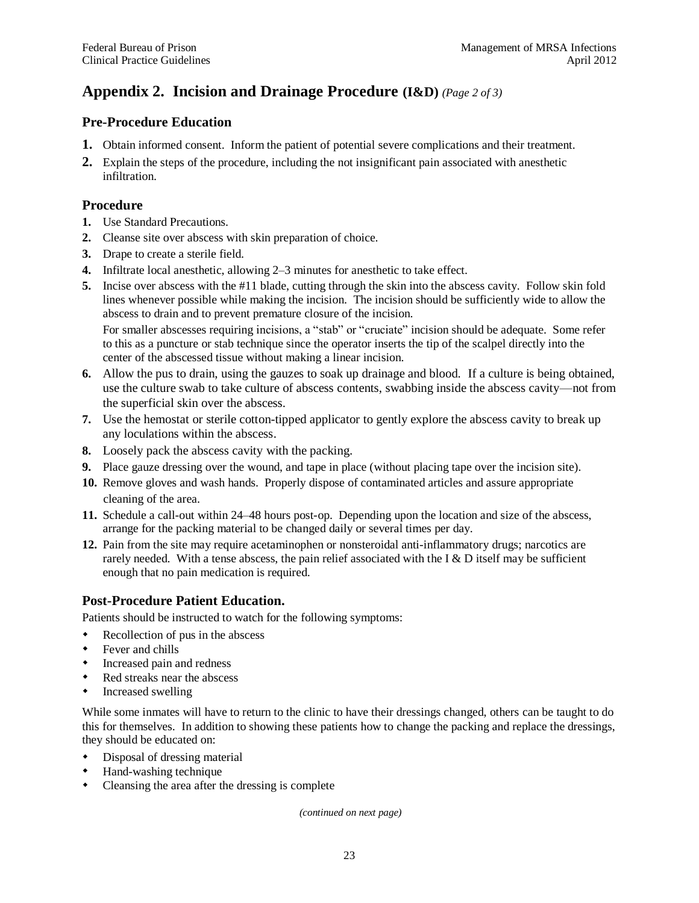## Appendix 2. Incision and Drainage Procedure (I&D) *(Page 2 of 3)*

### Pre-Procedure Education

1. Obtain informed consent. Inform the patient of potential severe complications and their treatment.
2. Explain the steps of the procedure, including the not insignificant pain associated with anesthetic infiltration.

### Procedure

1. Use Standard Precautions.
2. Cleanse site over abscess with skin preparation of choice.
3. Drape to create a sterile field.
4. Infiltrate local anesthetic, allowing 2–3 minutes for anesthetic to take effect.
5. Incise over abscess with the #11 blade, cutting through the skin into the abscess cavity. Follow skin fold lines whenever possible while making the incision. The incision should be sufficiently wide to allow the abscess to drain and to prevent premature closure of the incision.

   For smaller abscesses requiring incisions, a "stab" or "cruciate" incision should be adequate. Some refer to this as a puncture or stab technique since the operator inserts the tip of the scalpel directly into the center of the abscessed tissue without making a linear incision.
6. Allow the pus to drain, using the gauzes to soak up drainage and blood. If a culture is being obtained, use the culture swab to take culture of abscess contents, swabbing inside the abscess cavity—not from the superficial skin over the abscess.
7. Use the hemostat or sterile cotton-tipped applicator to gently explore the abscess cavity to break up any loculations within the abscess.
8. Loosely pack the abscess cavity with the packing.
9. Place gauze dressing over the wound, and tape in place (without placing tape over the incision site).
10. Remove gloves and wash hands. Properly dispose of contaminated articles and assure appropriate cleaning of the area.
11. Schedule a call-out within 24–48 hours post-op. Depending upon the location and size of the abscess, arrange for the packing material to be changed daily or several times per day.
12. Pain from the site may require acetaminophen or nonsteroidal anti-inflammatory drugs; narcotics are rarely needed. With a tense abscess, the pain relief associated with the I & D itself may be sufficient enough that no pain medication is required.

### Post-Procedure Patient Education.

Patients should be instructed to watch for the following symptoms:

- Recollection of pus in the abscess
- Fever and chills
- Increased pain and redness
- Red streaks near the abscess
- Increased swelling

While some inmates will have to return to the clinic to have their dressings changed, others can be taught to do this for themselves. In addition to showing these patients how to change the packing and replace the dressings, they should be educated on:

- Disposal of dressing material
- Hand-washing technique
- Cleansing the area after the dressing is complete

*(continued on next page)*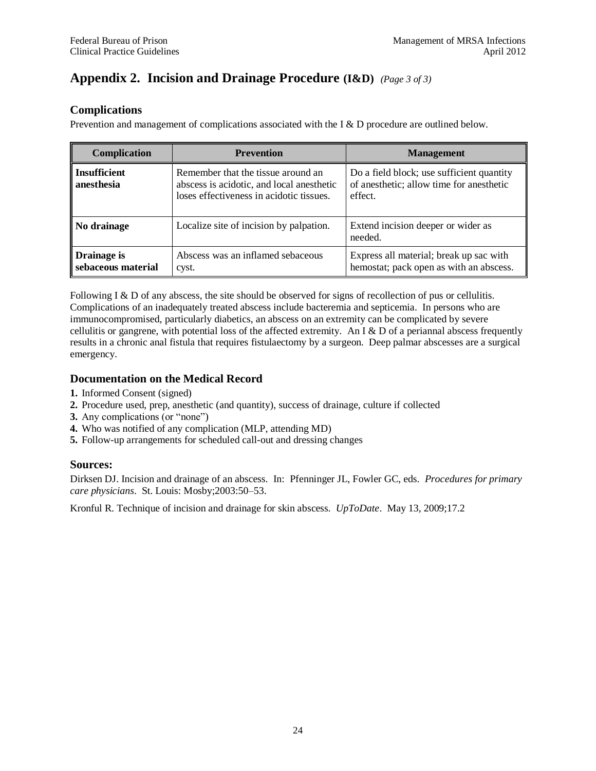## Appendix 2. Incision and Drainage Procedure (I&D) *(Page 3 of 3)*

### Complications

Prevention and management of complications associated with the I & D procedure are outlined below.

| Complication | Prevention | Management |
|---|---|---|
| **Insufficient anesthesia** | Remember that the tissue around an abscess is acidotic, and local anesthetic loses effectiveness in acidotic tissues. | Do a field block; use sufficient quantity of anesthetic; allow time for anesthetic effect. |
| **No drainage** | Localize site of incision by palpation. | Extend incision deeper or wider as needed. |
| **Drainage is sebaceous material** | Abscess was an inflamed sebaceous cyst. | Express all material; break up sac with hemostat; pack open as with an abscess. |

Following I & D of any abscess, the site should be observed for signs of recollection of pus or cellulitis. Complications of an inadequately treated abscess include bacteremia and septicemia. In persons who are immunocompromised, particularly diabetics, an abscess on an extremity can be complicated by severe cellulitis or gangrene, with potential loss of the affected extremity. An I & D of a periannal abscess frequently results in a chronic anal fistula that requires fistulaectomy by a surgeon. Deep palmar abscesses are a surgical emergency.

### Documentation on the Medical Record

**1.** Informed Consent (signed)
**2.** Procedure used, prep, anesthetic (and quantity), success of drainage, culture if collected
**3.** Any complications (or "none")
**4.** Who was notified of any complication (MLP, attending MD)
**5.** Follow-up arrangements for scheduled call-out and dressing changes

### Sources:

Dirksen DJ. Incision and drainage of an abscess. In: Pfenninger JL, Fowler GC, eds. *Procedures for primary care physicians*. St. Louis: Mosby;2003:50–53.

Kronful R. Technique of incision and drainage for skin abscess. *UpToDate*. May 13, 2009;17.2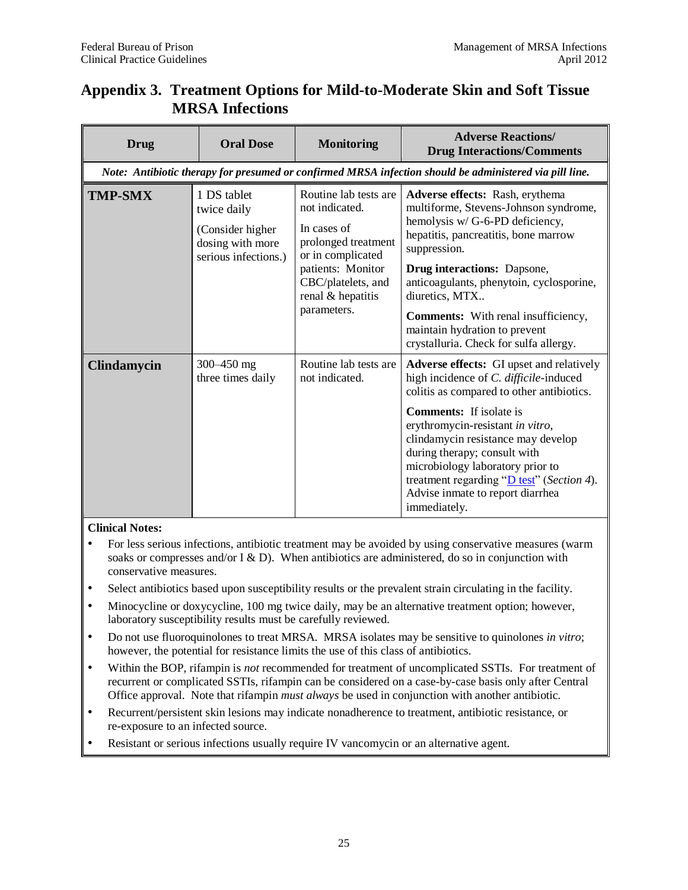## Appendix 3. Treatment Options for Mild-to-Moderate Skin and Soft Tissue MRSA Infections

| Drug | Oral Dose | Monitoring | Adverse Reactions/ Drug Interactions/Comments |
|---|---|---|---|
| *Note: Antibiotic therapy for presumed or confirmed MRSA infection should be administered via pill line.* | | | |
| **TMP-SMX** | 1 DS tablet twice daily<br><br>(Consider higher dosing with more serious infections.) | Routine lab tests are not indicated.<br><br>In cases of prolonged treatment or in complicated patients: Monitor CBC/platelets, and renal & hepatitis parameters. | **Adverse effects:** Rash, erythema multiforme, Stevens-Johnson syndrome, hemolysis w/ G-6-PD deficiency, hepatitis, pancreatitis, bone marrow suppression.<br><br>**Drug interactions:** Dapsone, anticoagulants, phenytoin, cyclosporine, diuretics, MTX..<br><br>**Comments:** With renal insufficiency, maintain hydration to prevent crystalluria. Check for sulfa allergy. |
| **Clindamycin** | 300–450 mg three times daily | Routine lab tests are not indicated. | **Adverse effects:** GI upset and relatively high incidence of *C. difficile*-induced colitis as compared to other antibiotics.<br><br>**Comments:** If isolate is erythromycin-resistant *in vitro*, clindamycin resistance may develop during therapy; consult with microbiology laboratory prior to treatment regarding "D test" (*Section 4*). Advise inmate to report diarrhea immediately. |

**Clinical Notes:**

- For less serious infections, antibiotic treatment may be avoided by using conservative measures (warm soaks or compresses and/or I & D). When antibiotics are administered, do so in conjunction with conservative measures.
- Select antibiotics based upon susceptibility results or the prevalent strain circulating in the facility.
- Minocycline or doxycycline, 100 mg twice daily, may be an alternative treatment option; however, laboratory susceptibility results must be carefully reviewed.
- Do not use fluoroquinolones to treat MRSA. MRSA isolates may be sensitive to quinolones *in vitro*; however, the potential for resistance limits the use of this class of antibiotics.
- Within the BOP, rifampin is *not* recommended for treatment of uncomplicated SSTIs. For treatment of recurrent or complicated SSTIs, rifampin can be considered on a case-by-case basis only after Central Office approval. Note that rifampin *must always* be used in conjunction with another antibiotic.
- Recurrent/persistent skin lesions may indicate nonadherence to treatment, antibiotic resistance, or re-exposure to an infected source.
- Resistant or serious infections usually require IV vancomycin or an alternative agent.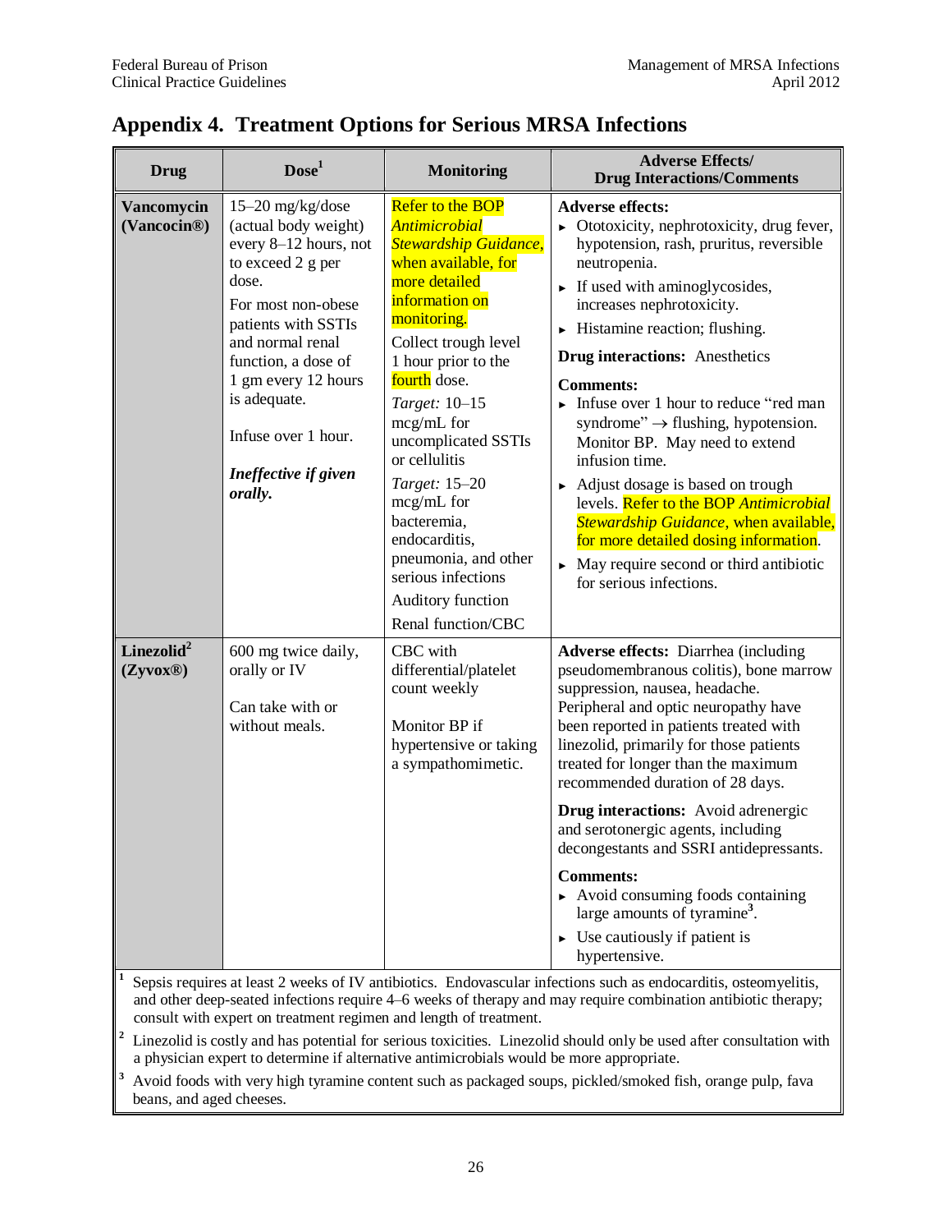## Appendix 4. Treatment Options for Serious MRSA Infections

| Drug | Dose[1] | Monitoring | Adverse Effects/ Drug Interactions/Comments |
|---|---|---|---|
| **Vancomycin (Vancocin®)** | 15–20 mg/kg/dose (actual body weight) every 8–12 hours, not to exceed 2 g per dose.<br>For most non-obese patients with SSTIs and normal renal function, a dose of 1 gm every 12 hours is adequate.<br>Infuse over 1 hour.<br>***Ineffective if given orally.*** | Refer to the BOP *Antimicrobial Stewardship Guidance*, when available, for more detailed information on monitoring.<br>Collect trough level 1 hour prior to the fourth dose.<br>*Target:* 10–15 mcg/mL for uncomplicated SSTIs or cellulitis<br>*Target:* 15–20 mcg/mL for bacteremia, endocarditis, pneumonia, and other serious infections<br>Auditory function<br>Renal function/CBC | **Adverse effects:**<br>► Ototoxicity, nephrotoxicity, drug fever, hypotension, rash, pruritus, reversible neutropenia.<br>► If used with aminoglycosides, increases nephrotoxicity.<br>► Histamine reaction; flushing.<br>**Drug interactions:** Anesthetics<br>**Comments:**<br>► Infuse over 1 hour to reduce "red man syndrome" → flushing, hypotension. Monitor BP. May need to extend infusion time.<br>► Adjust dosage is based on trough levels. Refer to the BOP *Antimicrobial Stewardship Guidance*, when available, for more detailed dosing information.<br>► May require second or third antibiotic for serious infections. |
| **Linezolid[2] (Zyvox®)** | 600 mg twice daily, orally or IV<br>Can take with or without meals. | CBC with differential/platelet count weekly<br>Monitor BP if hypertensive or taking a sympathomimetic. | **Adverse effects:** Diarrhea (including pseudomembranous colitis), bone marrow suppression, nausea, headache. Peripheral and optic neuropathy have been reported in patients treated with linezolid, primarily for those patients treated for longer than the maximum recommended duration of 28 days.<br>**Drug interactions:** Avoid adrenergic and serotonergic agents, including decongestants and SSRI antidepressants.<br>**Comments:**<br>► Avoid consuming foods containing large amounts of tyramine[3].<br>► Use cautiously if patient is hypertensive. |

[1] Sepsis requires at least 2 weeks of IV antibiotics. Endovascular infections such as endocarditis, osteomyelitis, and other deep-seated infections require 4–6 weeks of therapy and may require combination antibiotic therapy; consult with expert on treatment regimen and length of treatment.

[2] Linezolid is costly and has potential for serious toxicities. Linezolid should only be used after consultation with a physician expert to determine if alternative antimicrobials would be more appropriate.

[3] Avoid foods with very high tyramine content such as packaged soups, pickled/smoked fish, orange pulp, fava beans, and aged cheeses.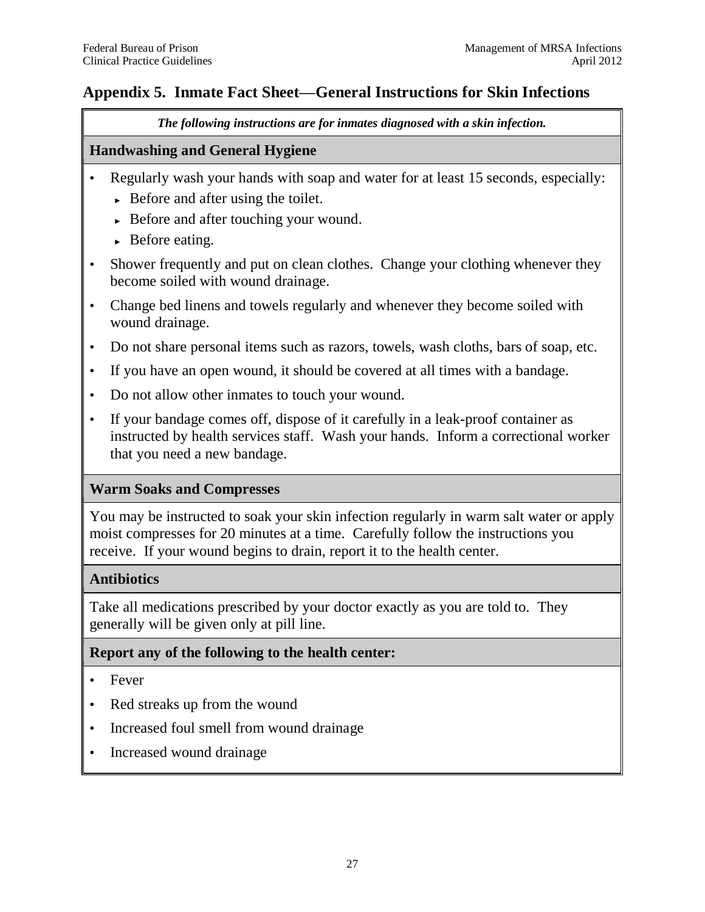## Appendix 5. Inmate Fact Sheet—General Instructions for Skin Infections

***The following instructions are for inmates diagnosed with a skin infection.***

### Handwashing and General Hygiene

- Regularly wash your hands with soap and water for at least 15 seconds, especially:
  - Before and after using the toilet.
  - Before and after touching your wound.
  - Before eating.
- Shower frequently and put on clean clothes. Change your clothing whenever they become soiled with wound drainage.
- Change bed linens and towels regularly and whenever they become soiled with wound drainage.
- Do not share personal items such as razors, towels, wash cloths, bars of soap, etc.
- If you have an open wound, it should be covered at all times with a bandage.
- Do not allow other inmates to touch your wound.
- If your bandage comes off, dispose of it carefully in a leak-proof container as instructed by health services staff. Wash your hands. Inform a correctional worker that you need a new bandage.

### Warm Soaks and Compresses

You may be instructed to soak your skin infection regularly in warm salt water or apply moist compresses for 20 minutes at a time. Carefully follow the instructions you receive. If your wound begins to drain, report it to the health center.

### Antibiotics

Take all medications prescribed by your doctor exactly as you are told to. They generally will be given only at pill line.

### Report any of the following to the health center:

- Fever
- Red streaks up from the wound
- Increased foul smell from wound drainage
- Increased wound drainage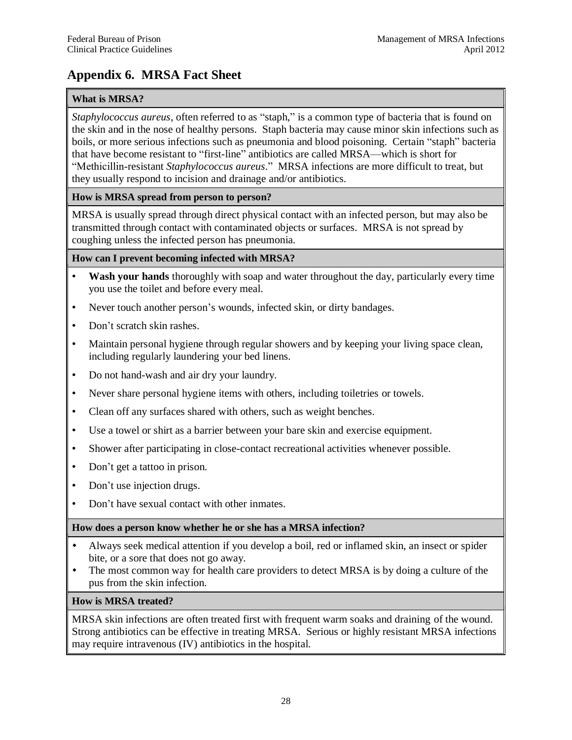## Appendix 6. MRSA Fact Sheet

**What is MRSA?**

*Staphylococcus aureus*, often referred to as "staph," is a common type of bacteria that is found on the skin and in the nose of healthy persons. Staph bacteria may cause minor skin infections such as boils, or more serious infections such as pneumonia and blood poisoning. Certain "staph" bacteria that have become resistant to "first-line" antibiotics are called MRSA—which is short for "Methicillin-resistant *Staphylococcus aureus*." MRSA infections are more difficult to treat, but they usually respond to incision and drainage and/or antibiotics.

**How is MRSA spread from person to person?**

MRSA is usually spread through direct physical contact with an infected person, but may also be transmitted through contact with contaminated objects or surfaces. MRSA is not spread by coughing unless the infected person has pneumonia.

**How can I prevent becoming infected with MRSA?**

- **Wash your hands** thoroughly with soap and water throughout the day, particularly every time you use the toilet and before every meal.
- Never touch another person's wounds, infected skin, or dirty bandages.
- Don't scratch skin rashes.
- Maintain personal hygiene through regular showers and by keeping your living space clean, including regularly laundering your bed linens.
- Do not hand-wash and air dry your laundry.
- Never share personal hygiene items with others, including toiletries or towels.
- Clean off any surfaces shared with others, such as weight benches.
- Use a towel or shirt as a barrier between your bare skin and exercise equipment.
- Shower after participating in close-contact recreational activities whenever possible.
- Don't get a tattoo in prison.
- Don't use injection drugs.
- Don't have sexual contact with other inmates.

**How does a person know whether he or she has a MRSA infection?**

- Always seek medical attention if you develop a boil, red or inflamed skin, an insect or spider bite, or a sore that does not go away.
- The most common way for health care providers to detect MRSA is by doing a culture of the pus from the skin infection.

**How is MRSA treated?**

MRSA skin infections are often treated first with frequent warm soaks and draining of the wound. Strong antibiotics can be effective in treating MRSA. Serious or highly resistant MRSA infections may require intravenous (IV) antibiotics in the hospital.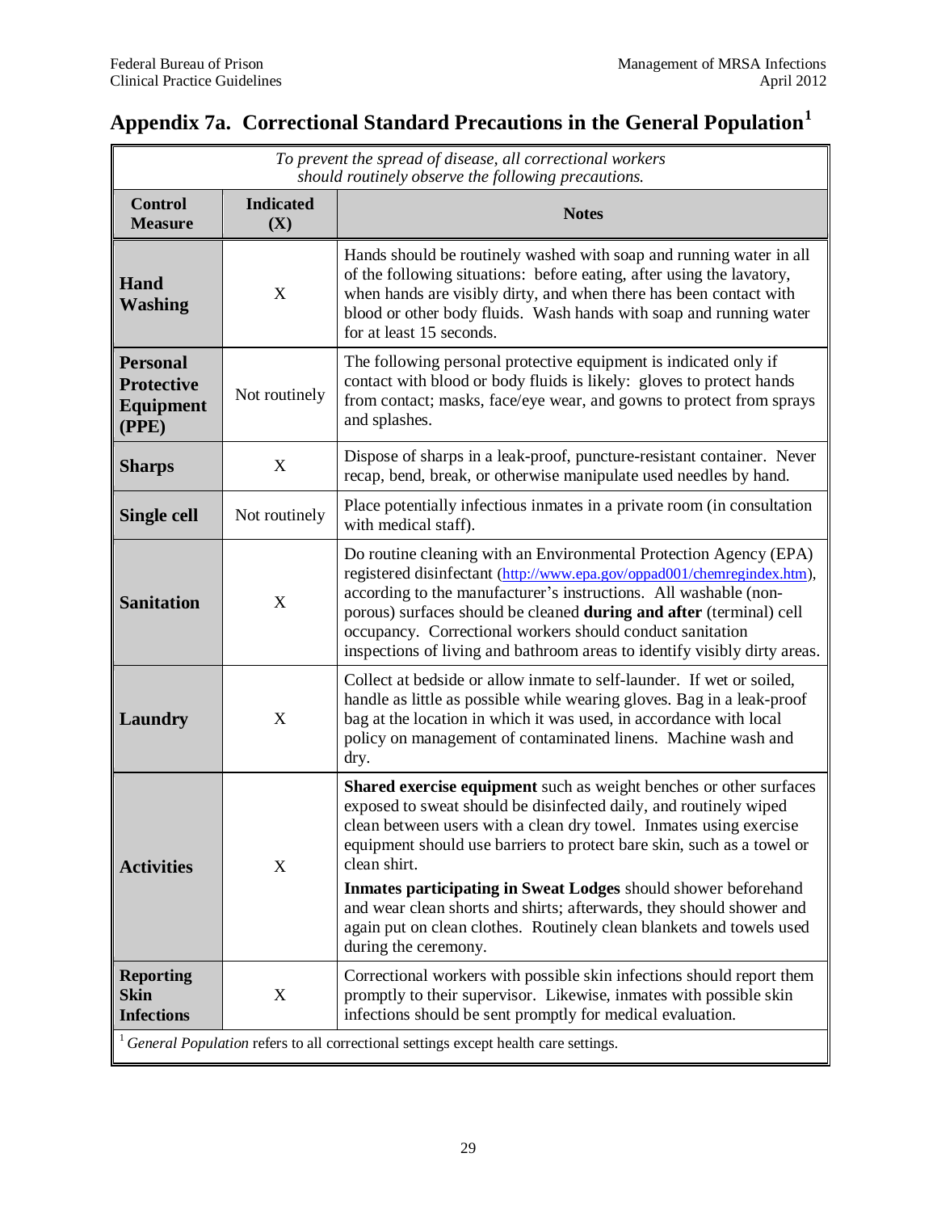# Appendix 7a. Correctional Standard Precautions in the General Population[1]

| *To prevent the spread of disease, all correctional workers should routinely observe the following precautions.* | | |
|---|---|---|
| **Control Measure** | **Indicated (X)** | **Notes** |
| **Hand Washing** | X | Hands should be routinely washed with soap and running water in all of the following situations: before eating, after using the lavatory, when hands are visibly dirty, and when there has been contact with blood or other body fluids. Wash hands with soap and running water for at least 15 seconds. |
| **Personal Protective Equipment (PPE)** | Not routinely | The following personal protective equipment is indicated only if contact with blood or body fluids is likely: gloves to protect hands from contact; masks, face/eye wear, and gowns to protect from sprays and splashes. |
| **Sharps** | X | Dispose of sharps in a leak-proof, puncture-resistant container. Never recap, bend, break, or otherwise manipulate used needles by hand. |
| **Single cell** | Not routinely | Place potentially infectious inmates in a private room (in consultation with medical staff). |
| **Sanitation** | X | Do routine cleaning with an Environmental Protection Agency (EPA) registered disinfectant (http://www.epa.gov/oppad001/chemregindex.htm), according to the manufacturer's instructions. All washable (non-porous) surfaces should be cleaned **during and after** (terminal) cell occupancy. Correctional workers should conduct sanitation inspections of living and bathroom areas to identify visibly dirty areas. |
| **Laundry** | X | Collect at bedside or allow inmate to self-launder. If wet or soiled, handle as little as possible while wearing gloves. Bag in a leak-proof bag at the location in which it was used, in accordance with local policy on management of contaminated linens. Machine wash and dry. |
| **Activities** | X | **Shared exercise equipment** such as weight benches or other surfaces exposed to sweat should be disinfected daily, and routinely wiped clean between users with a clean dry towel. Inmates using exercise equipment should use barriers to protect bare skin, such as a towel or clean shirt.<br>**Inmates participating in Sweat Lodges** should shower beforehand and wear clean shorts and shirts; afterwards, they should shower and again put on clean clothes. Routinely clean blankets and towels used during the ceremony. |
| **Reporting Skin Infections** | X | Correctional workers with possible skin infections should report them promptly to their supervisor. Likewise, inmates with possible skin infections should be sent promptly for medical evaluation. |

[1] *General Population* refers to all correctional settings except health care settings.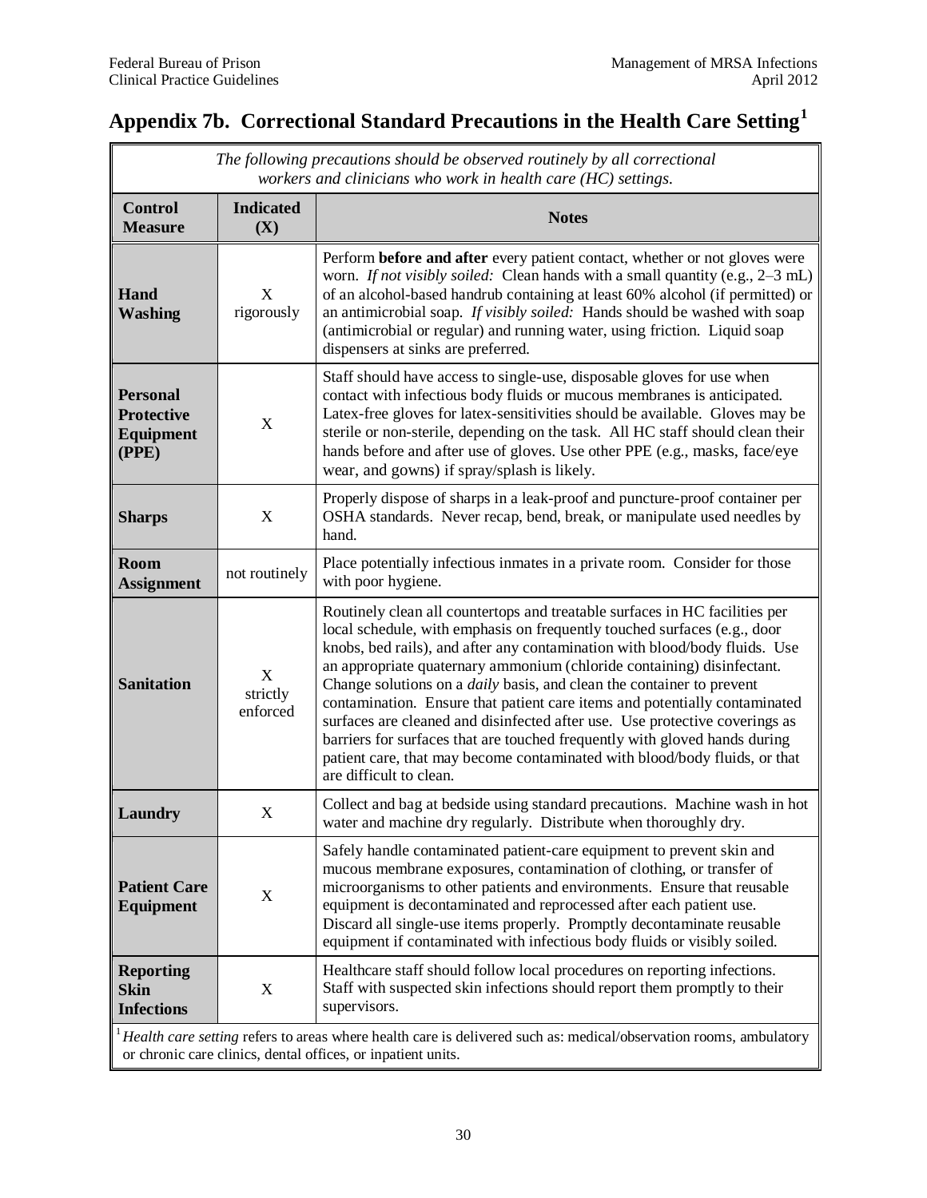# Appendix 7b. Correctional Standard Precautions in the Health Care Setting[1]

*The following precautions should be observed routinely by all correctional workers and clinicians who work in health care (HC) settings.*

| Control Measure | Indicated (X) | Notes |
|---|---|---|
| **Hand Washing** | X rigorously | Perform **before and after** every patient contact, whether or not gloves were worn. *If not visibly soiled:* Clean hands with a small quantity (e.g., 2–3 mL) of an alcohol-based handrub containing at least 60% alcohol (if permitted) or an antimicrobial soap. *If visibly soiled:* Hands should be washed with soap (antimicrobial or regular) and running water, using friction. Liquid soap dispensers at sinks are preferred. |
| **Personal Protective Equipment (PPE)** | X | Staff should have access to single-use, disposable gloves for use when contact with infectious body fluids or mucous membranes is anticipated. Latex-free gloves for latex-sensitivities should be available. Gloves may be sterile or non-sterile, depending on the task. All HC staff should clean their hands before and after use of gloves. Use other PPE (e.g., masks, face/eye wear, and gowns) if spray/splash is likely. |
| **Sharps** | X | Properly dispose of sharps in a leak-proof and puncture-proof container per OSHA standards. Never recap, bend, break, or manipulate used needles by hand. |
| **Room Assignment** | not routinely | Place potentially infectious inmates in a private room. Consider for those with poor hygiene. |
| **Sanitation** | X strictly enforced | Routinely clean all countertops and treatable surfaces in HC facilities per local schedule, with emphasis on frequently touched surfaces (e.g., door knobs, bed rails), and after any contamination with blood/body fluids. Use an appropriate quaternary ammonium (chloride containing) disinfectant. Change solutions on a *daily* basis, and clean the container to prevent contamination. Ensure that patient care items and potentially contaminated surfaces are cleaned and disinfected after use. Use protective coverings as barriers for surfaces that are touched frequently with gloved hands during patient care, that may become contaminated with blood/body fluids, or that are difficult to clean. |
| **Laundry** | X | Collect and bag at bedside using standard precautions. Machine wash in hot water and machine dry regularly. Distribute when thoroughly dry. |
| **Patient Care Equipment** | X | Safely handle contaminated patient-care equipment to prevent skin and mucous membrane exposures, contamination of clothing, or transfer of microorganisms to other patients and environments. Ensure that reusable equipment is decontaminated and reprocessed after each patient use. Discard all single-use items properly. Promptly decontaminate reusable equipment if contaminated with infectious body fluids or visibly soiled. |
| **Reporting Skin Infections** | X | Healthcare staff should follow local procedures on reporting infections. Staff with suspected skin infections should report them promptly to their supervisors. |

[1] *Health care setting* refers to areas where health care is delivered such as: medical/observation rooms, ambulatory or chronic care clinics, dental offices, or inpatient units.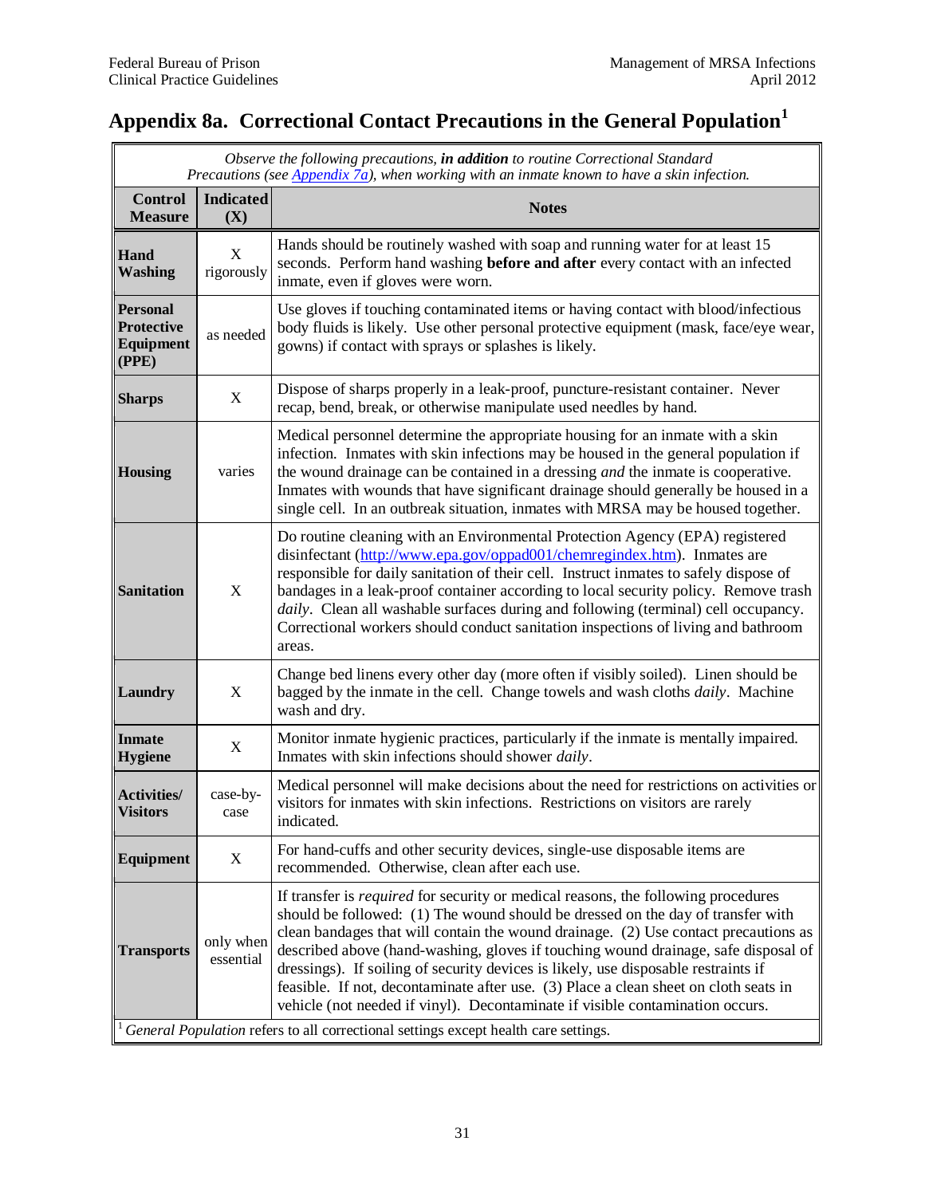# Appendix 8a. Correctional Contact Precautions in the General Population[1]

*Observe the following precautions,* ***in addition*** *to routine Correctional Standard Precautions (see [Appendix 7a]), when working with an inmate known to have a skin infection.*

| Control Measure | Indicated (X) | Notes |
|---|---|---|
| **Hand Washing** | X rigorously | Hands should be routinely washed with soap and running water for at least 15 seconds. Perform hand washing **before and after** every contact with an infected inmate, even if gloves were worn. |
| **Personal Protective Equipment (PPE)** | as needed | Use gloves if touching contaminated items or having contact with blood/infectious body fluids is likely. Use other personal protective equipment (mask, face/eye wear, gowns) if contact with sprays or splashes is likely. |
| **Sharps** | X | Dispose of sharps properly in a leak-proof, puncture-resistant container. Never recap, bend, break, or otherwise manipulate used needles by hand. |
| **Housing** | varies | Medical personnel determine the appropriate housing for an inmate with a skin infection. Inmates with skin infections may be housed in the general population if the wound drainage can be contained in a dressing *and* the inmate is cooperative. Inmates with wounds that have significant drainage should generally be housed in a single cell. In an outbreak situation, inmates with MRSA may be housed together. |
| **Sanitation** | X | Do routine cleaning with an Environmental Protection Agency (EPA) registered disinfectant (http://www.epa.gov/oppad001/chemregindex.htm). Inmates are responsible for daily sanitation of their cell. Instruct inmates to safely dispose of bandages in a leak-proof container according to local security policy. Remove trash *daily*. Clean all washable surfaces during and following (terminal) cell occupancy. Correctional workers should conduct sanitation inspections of living and bathroom areas. |
| **Laundry** | X | Change bed linens every other day (more often if visibly soiled). Linen should be bagged by the inmate in the cell. Change towels and wash cloths *daily*. Machine wash and dry. |
| **Inmate Hygiene** | X | Monitor inmate hygienic practices, particularly if the inmate is mentally impaired. Inmates with skin infections should shower *daily*. |
| **Activities/ Visitors** | case-by-case | Medical personnel will make decisions about the need for restrictions on activities or visitors for inmates with skin infections. Restrictions on visitors are rarely indicated. |
| **Equipment** | X | For hand-cuffs and other security devices, single-use disposable items are recommended. Otherwise, clean after each use. |
| **Transports** | only when essential | If transfer is *required* for security or medical reasons, the following procedures should be followed: (1) The wound should be dressed on the day of transfer with clean bandages that will contain the wound drainage. (2) Use contact precautions as described above (hand-washing, gloves if touching wound drainage, safe disposal of dressings). If soiling of security devices is likely, use disposable restraints if feasible. If not, decontaminate after use. (3) Place a clean sheet on cloth seats in vehicle (not needed if vinyl). Decontaminate if visible contamination occurs. |

[1] *General Population* refers to all correctional settings except health care settings.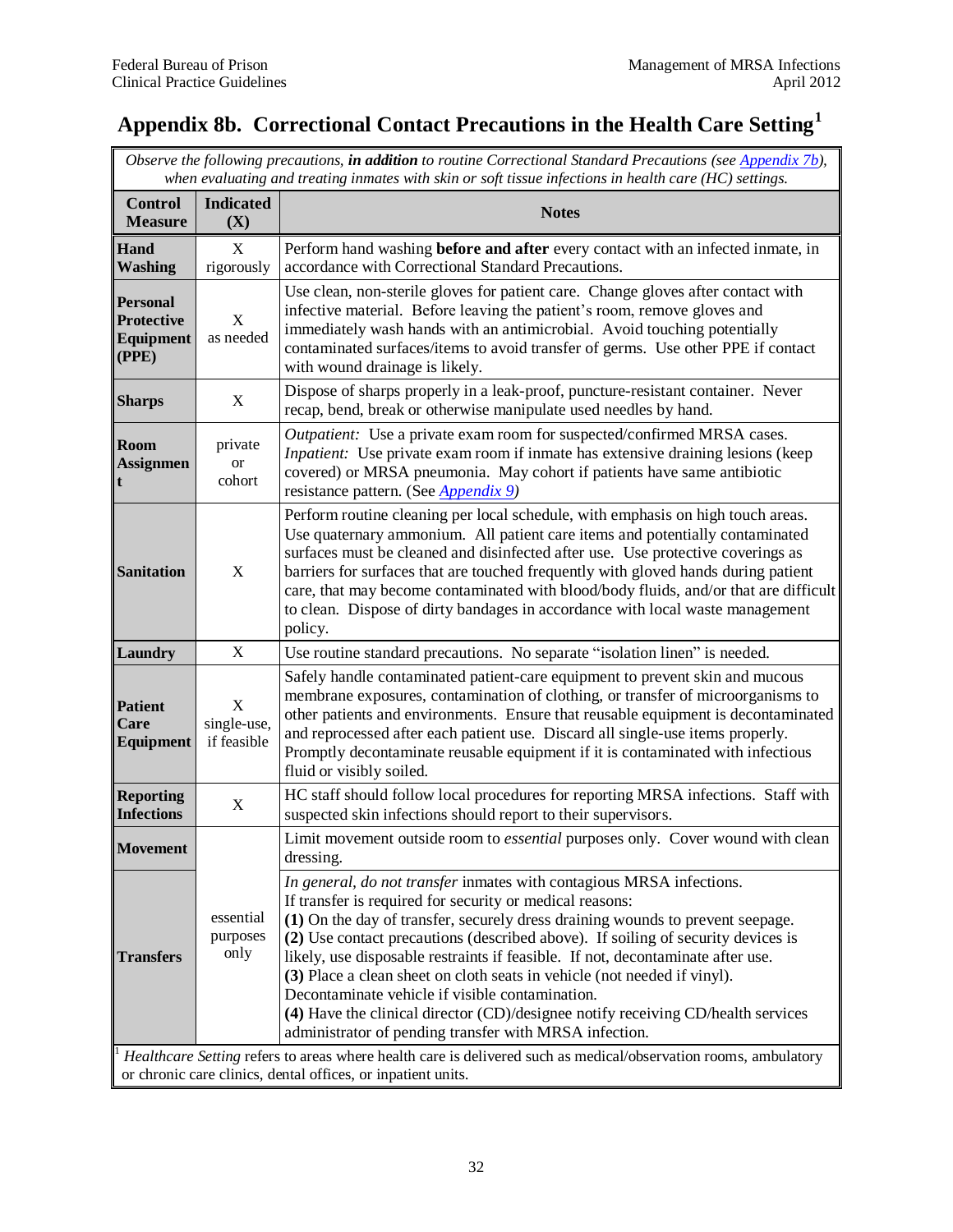# Appendix 8b. Correctional Contact Precautions in the Health Care Setting[1]

*Observe the following precautions,* ***in addition*** *to routine Correctional Standard Precautions (see Appendix 7b), when evaluating and treating inmates with skin or soft tissue infections in health care (HC) settings.*

| Control Measure | Indicated (X) | Notes |
|---|---|---|
| **Hand Washing** | X rigorously | Perform hand washing **before and after** every contact with an infected inmate, in accordance with Correctional Standard Precautions. |
| **Personal Protective Equipment (PPE)** | X as needed | Use clean, non-sterile gloves for patient care. Change gloves after contact with infective material. Before leaving the patient's room, remove gloves and immediately wash hands with an antimicrobial. Avoid touching potentially contaminated surfaces/items to avoid transfer of germs. Use other PPE if contact with wound drainage is likely. |
| **Sharps** | X | Dispose of sharps properly in a leak-proof, puncture-resistant container. Never recap, bend, break or otherwise manipulate used needles by hand. |
| **Room Assignment** | private or cohort | *Outpatient:* Use a private exam room for suspected/confirmed MRSA cases. *Inpatient:* Use private exam room if inmate has extensive draining lesions (keep covered) or MRSA pneumonia. May cohort if patients have same antibiotic resistance pattern. (See *Appendix 9*) |
| **Sanitation** | X | Perform routine cleaning per local schedule, with emphasis on high touch areas. Use quaternary ammonium. All patient care items and potentially contaminated surfaces must be cleaned and disinfected after use. Use protective coverings as barriers for surfaces that are touched frequently with gloved hands during patient care, that may become contaminated with blood/body fluids, and/or that are difficult to clean. Dispose of dirty bandages in accordance with local waste management policy. |
| **Laundry** | X | Use routine standard precautions. No separate "isolation linen" is needed. |
| **Patient Care Equipment** | X single-use, if feasible | Safely handle contaminated patient-care equipment to prevent skin and mucous membrane exposures, contamination of clothing, or transfer of microorganisms to other patients and environments. Ensure that reusable equipment is decontaminated and reprocessed after each patient use. Discard all single-use items properly. Promptly decontaminate reusable equipment if it is contaminated with infectious fluid or visibly soiled. |
| **Reporting Infections** | X | HC staff should follow local procedures for reporting MRSA infections. Staff with suspected skin infections should report to their supervisors. |
| **Movement** | essential purposes only | Limit movement outside room to *essential* purposes only. Cover wound with clean dressing. |
| **Transfers** | essential purposes only | *In general, do not transfer* inmates with contagious MRSA infections. If transfer is required for security or medical reasons: **(1)** On the day of transfer, securely dress draining wounds to prevent seepage. **(2)** Use contact precautions (described above). If soiling of security devices is likely, use disposable restraints if feasible. If not, decontaminate after use. **(3)** Place a clean sheet on cloth seats in vehicle (not needed if vinyl). Decontaminate vehicle if visible contamination. **(4)** Have the clinical director (CD)/designee notify receiving CD/health services administrator of pending transfer with MRSA infection. |

[1] *Healthcare Setting* refers to areas where health care is delivered such as medical/observation rooms, ambulatory or chronic care clinics, dental offices, or inpatient units.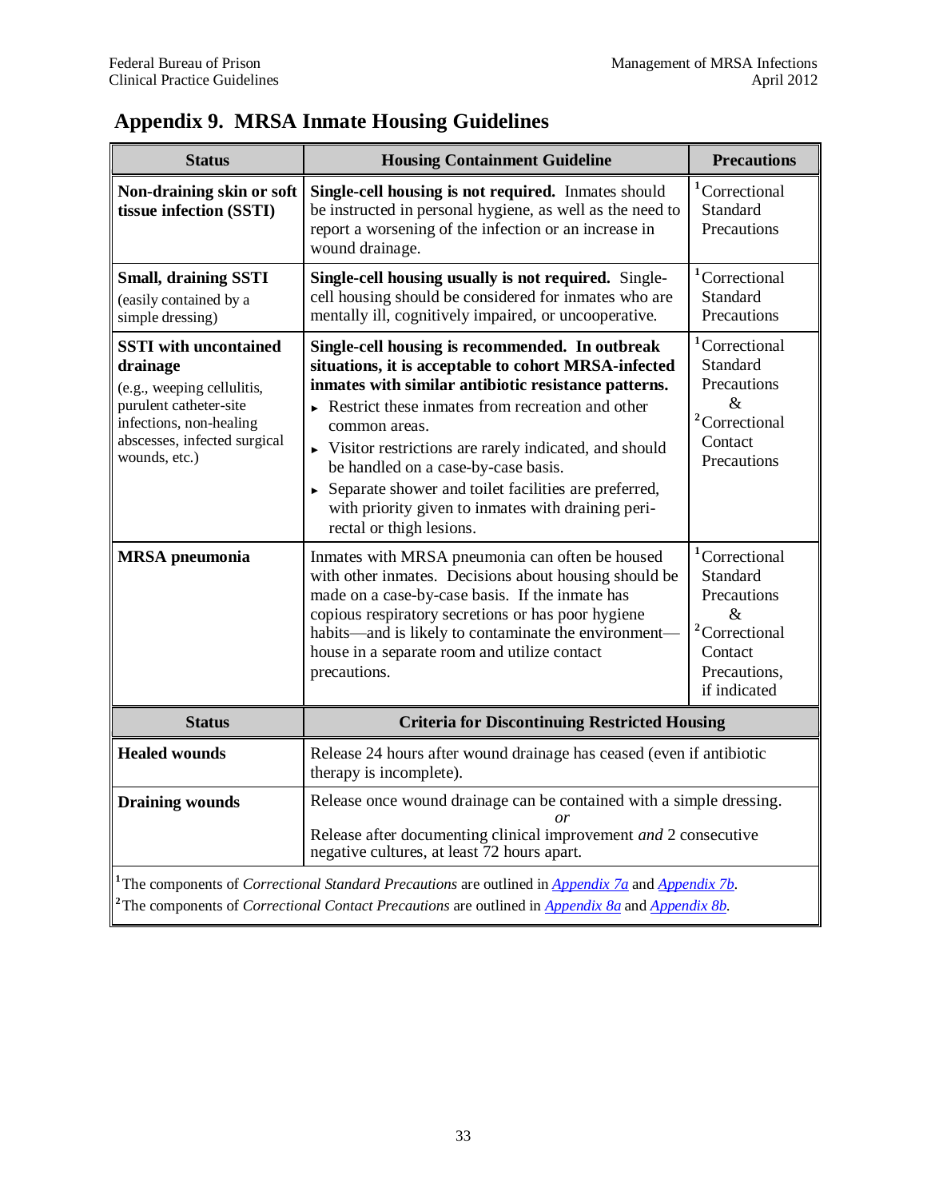## Appendix 9. MRSA Inmate Housing Guidelines

| Status | Housing Containment Guideline | Precautions |
|---|---|---|
| **Non-draining skin or soft tissue infection (SSTI)** | **Single-cell housing is not required.** Inmates should be instructed in personal hygiene, as well as the need to report a worsening of the infection or an increase in wound drainage. | [1]Correctional Standard Precautions |
| **Small, draining SSTI** (easily contained by a simple dressing) | **Single-cell housing usually is not required.** Single-cell housing should be considered for inmates who are mentally ill, cognitively impaired, or uncooperative. | [1]Correctional Standard Precautions |
| **SSTI with uncontained drainage** (e.g., weeping cellulitis, purulent catheter-site infections, non-healing abscesses, infected surgical wounds, etc.) | **Single-cell housing is recommended. In outbreak situations, it is acceptable to cohort MRSA-infected inmates with similar antibiotic resistance patterns.**<br>► Restrict these inmates from recreation and other common areas.<br>► Visitor restrictions are rarely indicated, and should be handled on a case-by-case basis.<br>► Separate shower and toilet facilities are preferred, with priority given to inmates with draining peri-rectal or thigh lesions. | [1]Correctional Standard Precautions & [2]Correctional Contact Precautions |
| **MRSA pneumonia** | Inmates with MRSA pneumonia can often be housed with other inmates. Decisions about housing should be made on a case-by-case basis. If the inmate has copious respiratory secretions or has poor hygiene habits—and is likely to contaminate the environment—house in a separate room and utilize contact precautions. | [1]Correctional Standard Precautions & [2]Correctional Contact Precautions, if indicated |

| Status | Criteria for Discontinuing Restricted Housing |
|---|---|
| **Healed wounds** | Release 24 hours after wound drainage has ceased (even if antibiotic therapy is incomplete). |
| **Draining wounds** | Release once wound drainage can be contained with a simple dressing.<br>*or*<br>Release after documenting clinical improvement *and* 2 consecutive negative cultures, at least 72 hours apart. |

[1]The components of *Correctional Standard Precautions* are outlined in Appendix 7a and Appendix 7b.
[2]The components of *Correctional Contact Precautions* are outlined in Appendix 8a and Appendix 8b.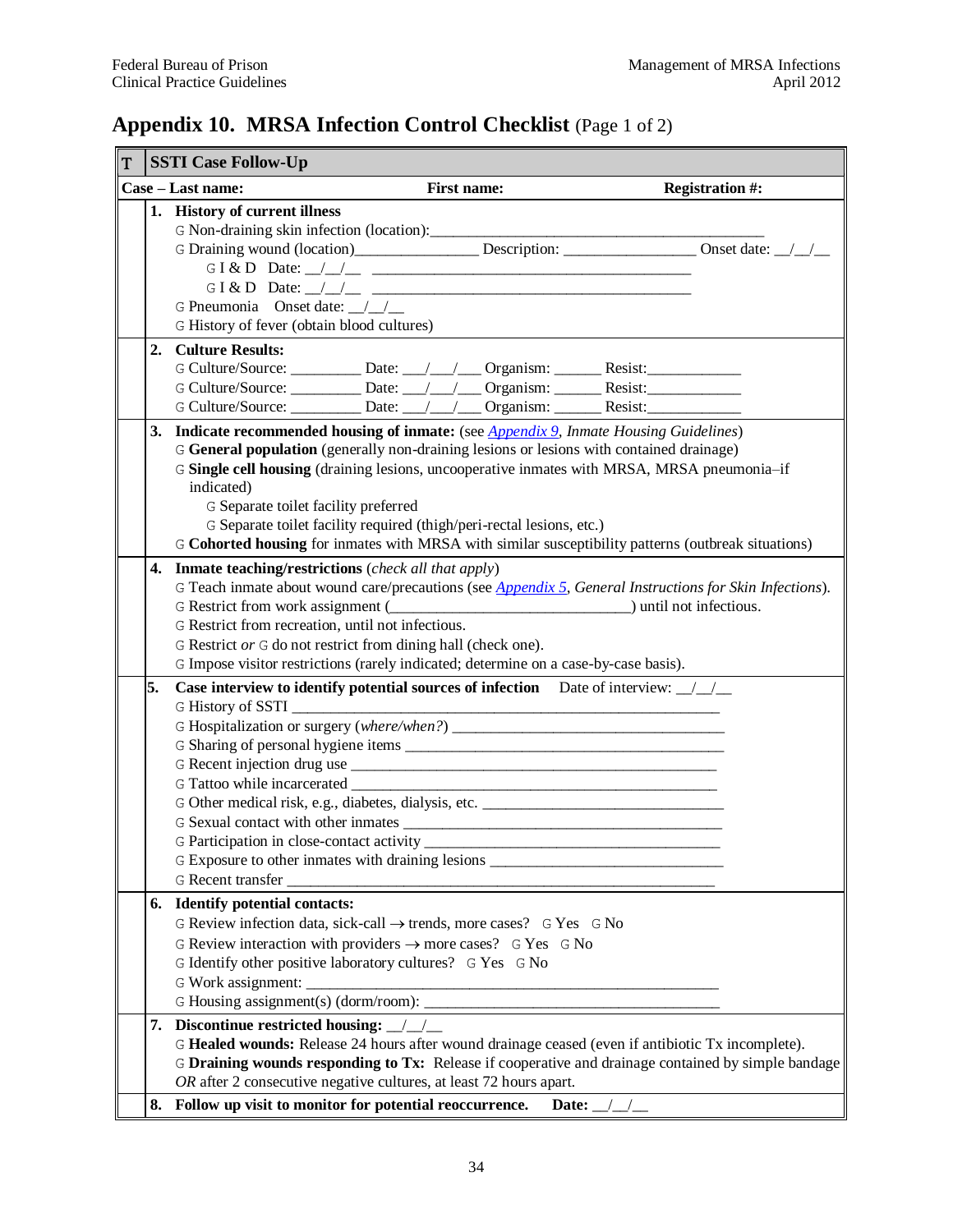# Appendix 10. MRSA Infection Control Checklist (Page 1 of 2)

**T** | **SSTI Case Follow-Up**

**Case – Last name:** **First name:** **Registration #:**

**1. History of current illness**

- G Non-draining skin infection (location):____________________________________________
- G Draining wound (location)________________ Description: _________________ Onset date: __/__/__
  - G I & D Date: __/__/__ __________________________________________
  - G I & D Date: __/__/__ __________________________________________
- G Pneumonia Onset date: __/__/__
- G History of fever (obtain blood cultures)

**2. Culture Results:**

- G Culture/Source: _________ Date: ___/___/___ Organism: ______ Resist:____________
- G Culture/Source: _________ Date: ___/___/___ Organism: ______ Resist:____________
- G Culture/Source: _________ Date: ___/___/___ Organism: ______ Resist:____________

**3. Indicate recommended housing of inmate:** (see Appendix 9, *Inmate Housing Guidelines*)

- G **General population** (generally non-draining lesions or lesions with contained drainage)
- G **Single cell housing** (draining lesions, uncooperative inmates with MRSA, MRSA pneumonia–if indicated)
  - G Separate toilet facility preferred
  - G Separate toilet facility required (thigh/peri-rectal lesions, etc.)
- G **Cohorted housing** for inmates with MRSA with similar susceptibility patterns (outbreak situations)

**4. Inmate teaching/restrictions** (*check all that apply*)

- G Teach inmate about wound care/precautions (see Appendix 5, *General Instructions for Skin Infections*).
- G Restrict from work assignment (_____________________________) until not infectious.
- G Restrict from recreation, until not infectious.
- G Restrict *or* G do not restrict from dining hall (check one).
- G Impose visitor restrictions (rarely indicated; determine on a case-by-case basis).

**5. Case interview to identify potential sources of infection** Date of interview: __/__/__

- G History of SSTI ___________________________________________________
- G Hospitalization or surgery (*where/when?*) __________________________________
- G Sharing of personal hygiene items ________________________________________
- G Recent injection drug use _____________________________________________
- G Tattoo while incarcerated _____________________________________________
- G Other medical risk, e.g., diabetes, dialysis, etc. ______________________________
- G Sexual contact with other inmates _______________________________________
- G Participation in close-contact activity ____________________________________
- G Exposure to other inmates with draining lesions _____________________________
- G Recent transfer ______________________________________________________

**6. Identify potential contacts:**

- G Review infection data, sick-call → trends, more cases? G Yes G No
- G Review interaction with providers → more cases? G Yes G No
- G Identify other positive laboratory cultures? G Yes G No
- G Work assignment: ____________________________________________________
- G Housing assignment(s) (dorm/room): ____________________________________

**7. Discontinue restricted housing:** __/__/__

- G **Healed wounds:** Release 24 hours after wound drainage ceased (even if antibiotic Tx incomplete).
- G **Draining wounds responding to Tx:** Release if cooperative and drainage contained by simple bandage *OR* after 2 consecutive negative cultures, at least 72 hours apart.

**8. Follow up visit to monitor for potential reoccurrence.** **Date:** __/__/__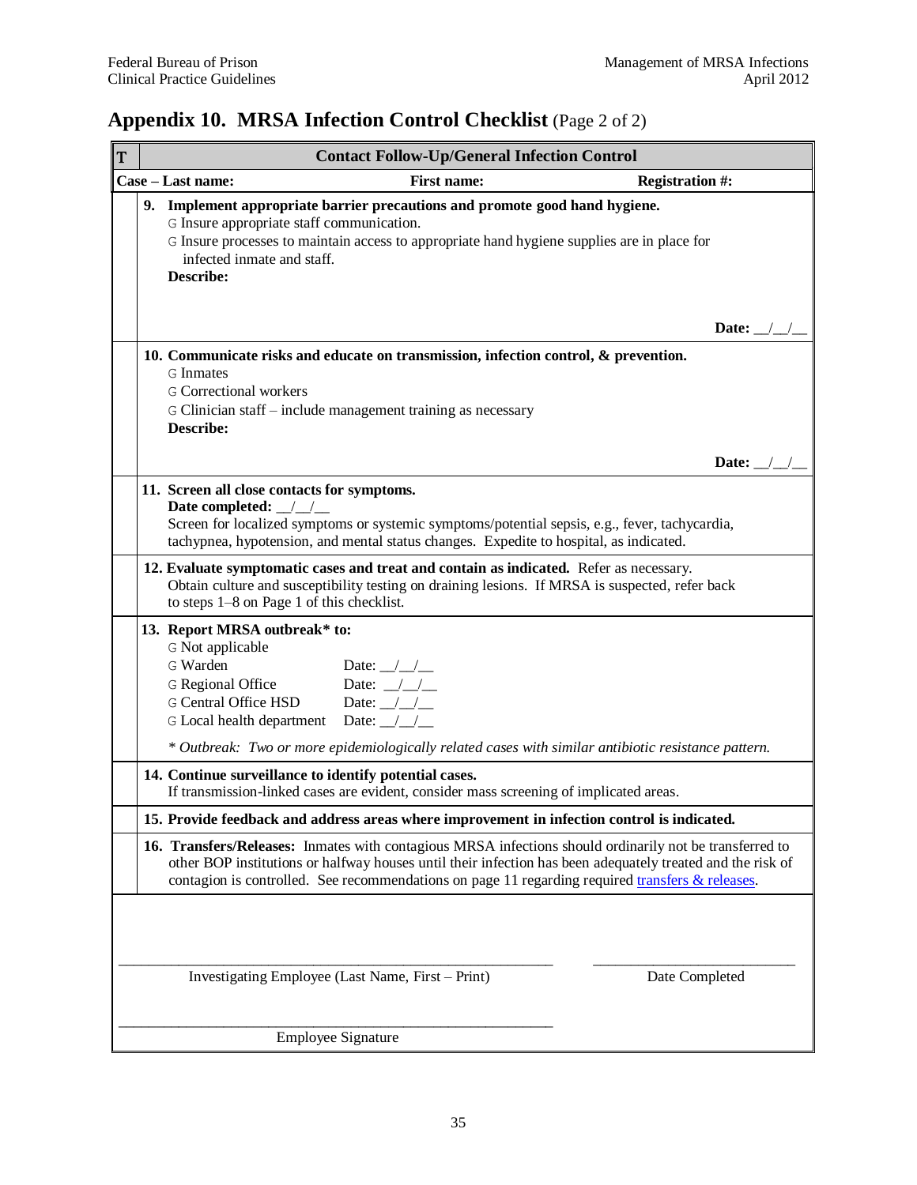## Appendix 10. MRSA Infection Control Checklist (Page 2 of 2)

| T | Contact Follow-Up/General Infection Control |
|---|---|
| **Case – Last name:** | **First name:** **Registration #:** |

**9. Implement appropriate barrier precautions and promote good hand hygiene.**

- G Insure appropriate staff communication.
- G Insure processes to maintain access to appropriate hand hygiene supplies are in place for infected inmate and staff.

**Describe:**

**Date:** __/__/__

**10. Communicate risks and educate on transmission, infection control, & prevention.**

- G Inmates
- G Correctional workers
- G Clinician staff – include management training as necessary

**Describe:**

**Date:** __/__/__

**11. Screen all close contacts for symptoms.**
**Date completed:** __/__/__
Screen for localized symptoms or systemic symptoms/potential sepsis, e.g., fever, tachycardia, tachypnea, hypotension, and mental status changes. Expedite to hospital, as indicated.

**12. Evaluate symptomatic cases and treat and contain as indicated.** Refer as necessary. Obtain culture and susceptibility testing on draining lesions. If MRSA is suspected, refer back to steps 1–8 on Page 1 of this checklist.

**13. Report MRSA outbreak\* to:**

- G Not applicable
- G Warden Date: __/__/__
- G Regional Office Date: __/__/__
- G Central Office HSD Date: __/__/__
- G Local health department Date: __/__/__

*\* Outbreak: Two or more epidemiologically related cases with similar antibiotic resistance pattern.*

**14. Continue surveillance to identify potential cases.**
If transmission-linked cases are evident, consider mass screening of implicated areas.

**15. Provide feedback and address areas where improvement in infection control is indicated.**

**16. Transfers/Releases:** Inmates with contagious MRSA infections should ordinarily not be transferred to other BOP institutions or halfway houses until their infection has been adequately treated and the risk of contagion is controlled. See recommendations on page 11 regarding required transfers & releases.

______________________________________ ______________________
Investigating Employee (Last Name, First – Print) Date Completed

______________________________________
Employee Signature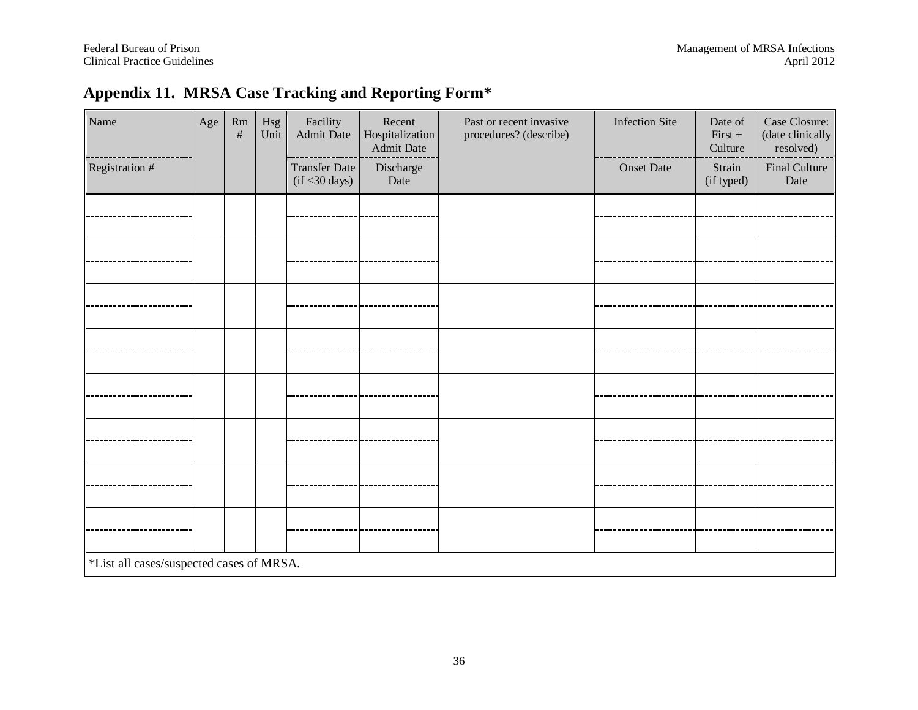## Appendix 11. MRSA Case Tracking and Reporting Form*

| Name / Registration # | Age | Rm # | Hsg Unit | Facility Admit Date / Transfer Date (if <30 days) | Recent Hospitalization Admit Date / Discharge Date | Past or recent invasive procedures? (describe) | Infection Site / Onset Date | Date of First + Culture / Strain (if typed) | Case Closure: (date clinically resolved) / Final Culture Date |
|---|---|---|---|---|---|---|---|---|---|
| | | | | | | | | | |
| | | | | | | | | | |
| | | | | | | | | | |
| | | | | | | | | | |
| | | | | | | | | | |
| | | | | | | | | | |
| | | | | | | | | | |
| | | | | | | | | | |

*List all cases/suspected cases of MRSA.